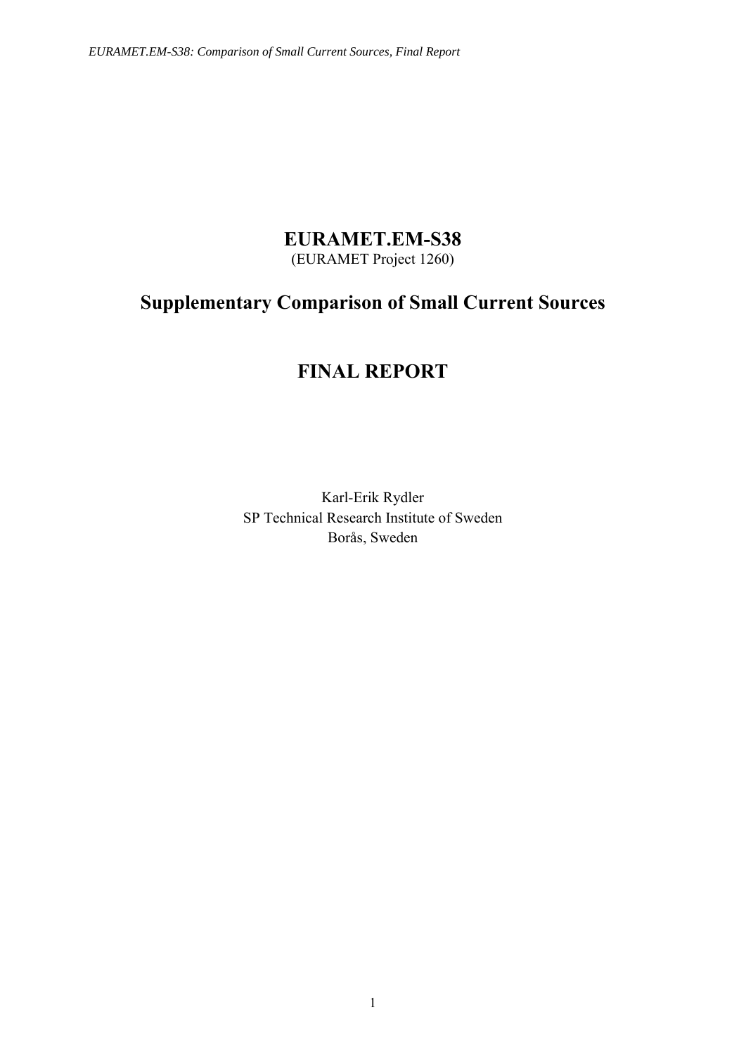# EURAMET.EM-S38

(EURAMET Project 1260)

## Supplementary Comparison of Small Current Sources

## FINAL REPORT

Karl-Erik Rydler
SP Technical Research Institute of Sweden
Borås, Sweden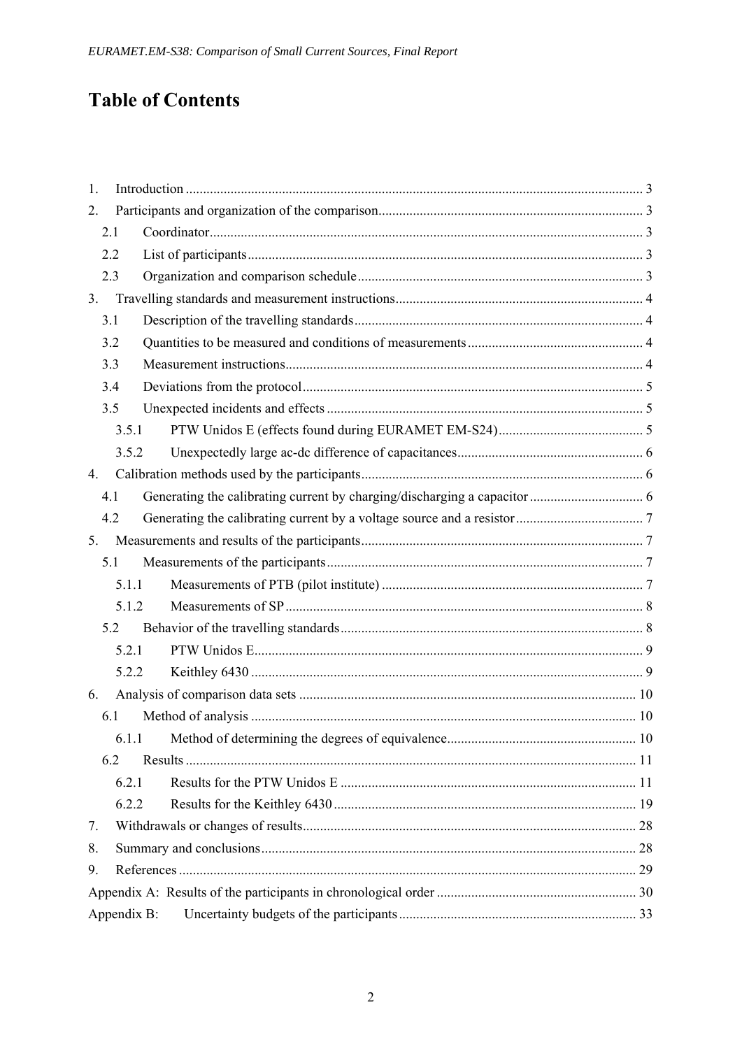# Table of Contents

1. Introduction ... 3
2. Participants and organization of the comparison ... 3
   - 2.1 Coordinator ... 3
   - 2.2 List of participants ... 3
   - 2.3 Organization and comparison schedule ... 3
3. Travelling standards and measurement instructions ... 4
   - 3.1 Description of the travelling standards ... 4
   - 3.2 Quantities to be measured and conditions of measurements ... 4
   - 3.3 Measurement instructions ... 4
   - 3.4 Deviations from the protocol ... 5
   - 3.5 Unexpected incidents and effects ... 5
     - 3.5.1 PTW Unidos E (effects found during EURAMET EM-S24) ... 5
     - 3.5.2 Unexpectedly large ac-dc difference of capacitances ... 6
4. Calibration methods used by the participants ... 6
   - 4.1 Generating the calibrating current by charging/discharging a capacitor ... 6
   - 4.2 Generating the calibrating current by a voltage source and a resistor ... 7
5. Measurements and results of the participants ... 7
   - 5.1 Measurements of the participants ... 7
     - 5.1.1 Measurements of PTB (pilot institute) ... 7
     - 5.1.2 Measurements of SP ... 8
   - 5.2 Behavior of the travelling standards ... 8
     - 5.2.1 PTW Unidos E ... 9
     - 5.2.2 Keithley 6430 ... 9
6. Analysis of comparison data sets ... 10
   - 6.1 Method of analysis ... 10
     - 6.1.1 Method of determining the degrees of equivalence ... 10
   - 6.2 Results ... 11
     - 6.2.1 Results for the PTW Unidos E ... 11
     - 6.2.2 Results for the Keithley 6430 ... 19
7. Withdrawals or changes of results ... 28
8. Summary and conclusions ... 28
9. References ... 29

Appendix A: Results of the participants in chronological order ... 30

Appendix B: Uncertainty budgets of the participants ... 33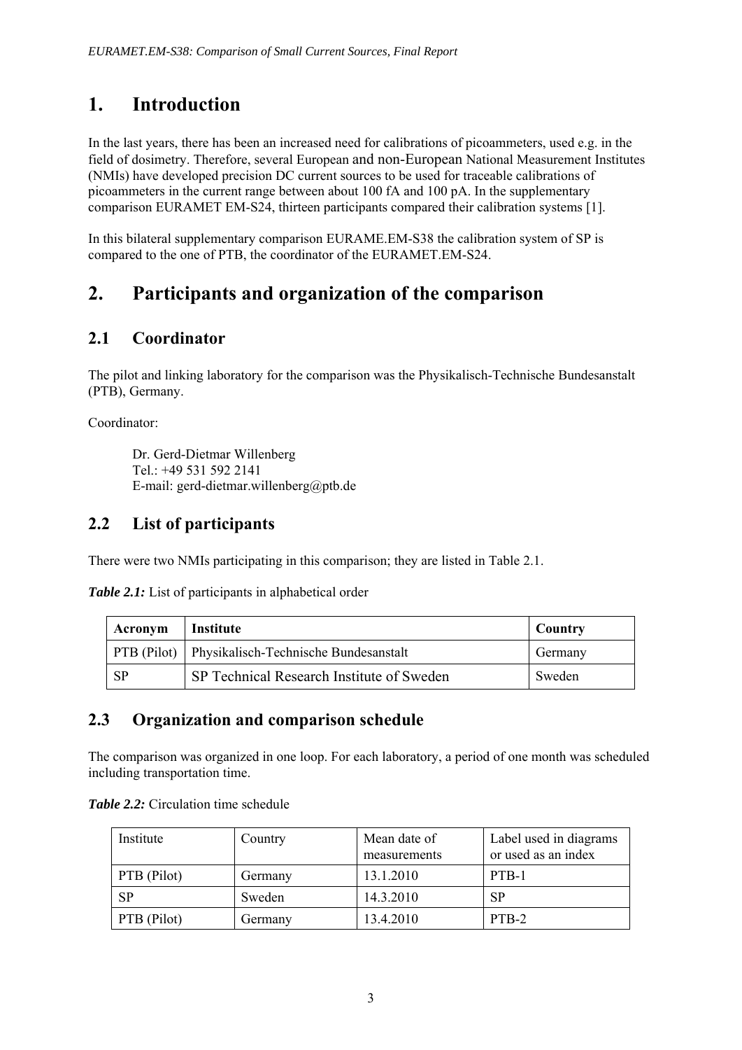# 1. Introduction

In the last years, there has been an increased need for calibrations of picoammeters, used e.g. in the field of dosimetry. Therefore, several European and non-European National Measurement Institutes (NMIs) have developed precision DC current sources to be used for traceable calibrations of picoammeters in the current range between about 100 fA and 100 pA. In the supplementary comparison EURAMET EM-S24, thirteen participants compared their calibration systems [1].

In this bilateral supplementary comparison EURAME.EM-S38 the calibration system of SP is compared to the one of PTB, the coordinator of the EURAMET.EM-S24.

# 2. Participants and organization of the comparison

## 2.1 Coordinator

The pilot and linking laboratory for the comparison was the Physikalisch-Technische Bundesanstalt (PTB), Germany.

Coordinator:

Dr. Gerd-Dietmar Willenberg
Tel.: +49 531 592 2141
E-mail: gerd-dietmar.willenberg@ptb.de

## 2.2 List of participants

There were two NMIs participating in this comparison; they are listed in Table 2.1.

***Table 2.1:*** List of participants in alphabetical order

| Acronym | Institute | Country |
|---|---|---|
| PTB (Pilot) | Physikalisch-Technische Bundesanstalt | Germany |
| SP | SP Technical Research Institute of Sweden | Sweden |

## 2.3 Organization and comparison schedule

The comparison was organized in one loop. For each laboratory, a period of one month was scheduled including transportation time.

***Table 2.2:*** Circulation time schedule

| Institute | Country | Mean date of measurements | Label used in diagrams or used as an index |
|---|---|---|---|
| PTB (Pilot) | Germany | 13.1.2010 | PTB-1 |
| SP | Sweden | 14.3.2010 | SP |
| PTB (Pilot) | Germany | 13.4.2010 | PTB-2 |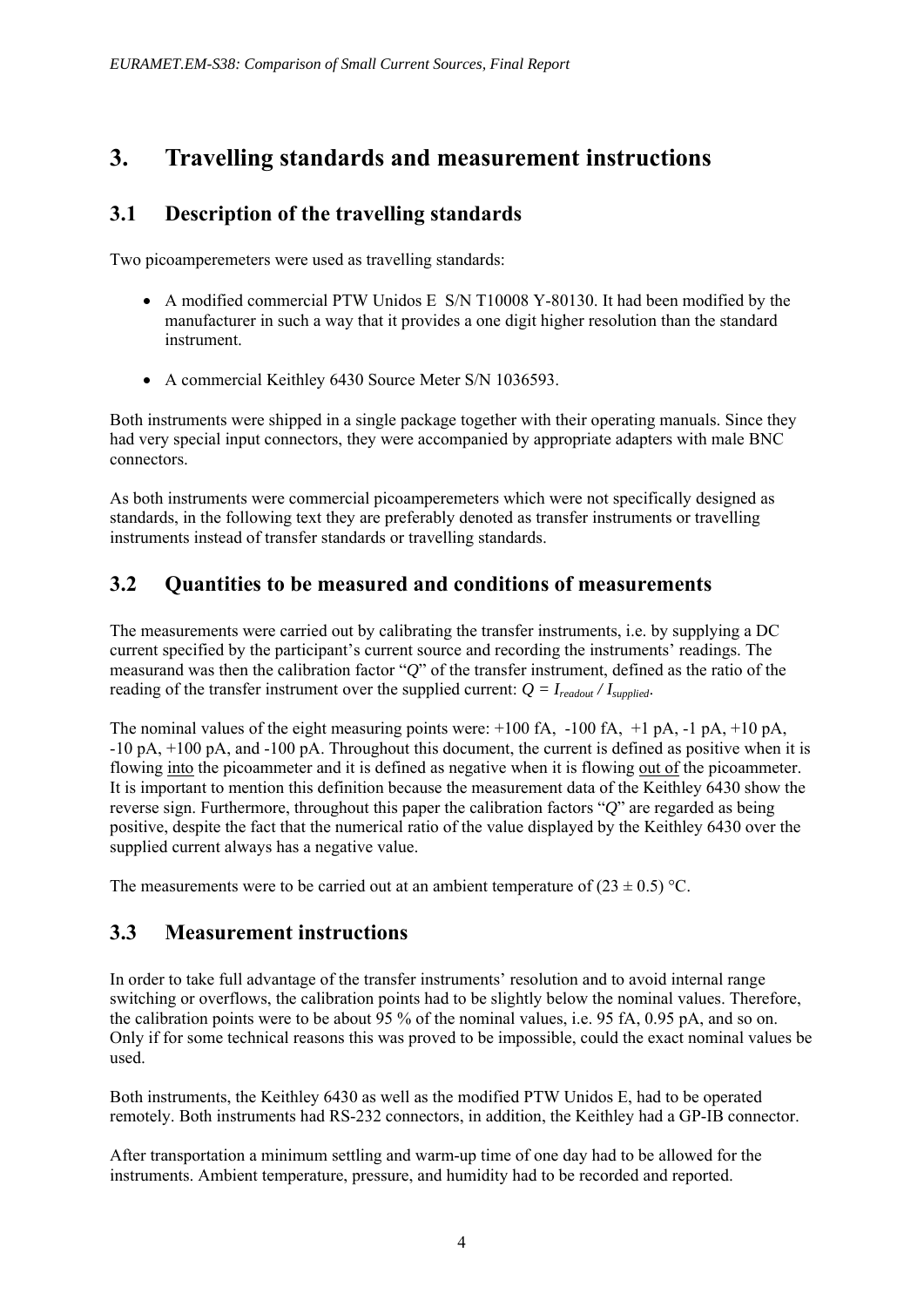# 3. Travelling standards and measurement instructions

## 3.1 Description of the travelling standards

Two picoamperemeters were used as travelling standards:

- A modified commercial PTW Unidos E S/N T10008 Y-80130. It had been modified by the manufacturer in such a way that it provides a one digit higher resolution than the standard instrument.
- A commercial Keithley 6430 Source Meter S/N 1036593.

Both instruments were shipped in a single package together with their operating manuals. Since they had very special input connectors, they were accompanied by appropriate adapters with male BNC connectors.

As both instruments were commercial picoamperemeters which were not specifically designed as standards, in the following text they are preferably denoted as transfer instruments or travelling instruments instead of transfer standards or travelling standards.

## 3.2 Quantities to be measured and conditions of measurements

The measurements were carried out by calibrating the transfer instruments, i.e. by supplying a DC current specified by the participant's current source and recording the instruments' readings. The measurand was then the calibration factor "$Q$" of the transfer instrument, defined as the ratio of the reading of the transfer instrument over the supplied current: $Q = I_{readout} / I_{supplied}$.

The nominal values of the eight measuring points were: +100 fA, -100 fA, +1 pA, -1 pA, +10 pA, -10 pA, +100 pA, and -100 pA. Throughout this document, the current is defined as positive when it is flowing into the picoammeter and it is defined as negative when it is flowing out of the picoammeter. It is important to mention this definition because the measurement data of the Keithley 6430 show the reverse sign. Furthermore, throughout this paper the calibration factors "$Q$" are regarded as being positive, despite the fact that the numerical ratio of the value displayed by the Keithley 6430 over the supplied current always has a negative value.

The measurements were to be carried out at an ambient temperature of (23 ± 0.5) °C.

## 3.3 Measurement instructions

In order to take full advantage of the transfer instruments' resolution and to avoid internal range switching or overflows, the calibration points had to be slightly below the nominal values. Therefore, the calibration points were to be about 95 % of the nominal values, i.e. 95 fA, 0.95 pA, and so on. Only if for some technical reasons this was proved to be impossible, could the exact nominal values be used.

Both instruments, the Keithley 6430 as well as the modified PTW Unidos E, had to be operated remotely. Both instruments had RS-232 connectors, in addition, the Keithley had a GP-IB connector.

After transportation a minimum settling and warm-up time of one day had to be allowed for the instruments. Ambient temperature, pressure, and humidity had to be recorded and reported.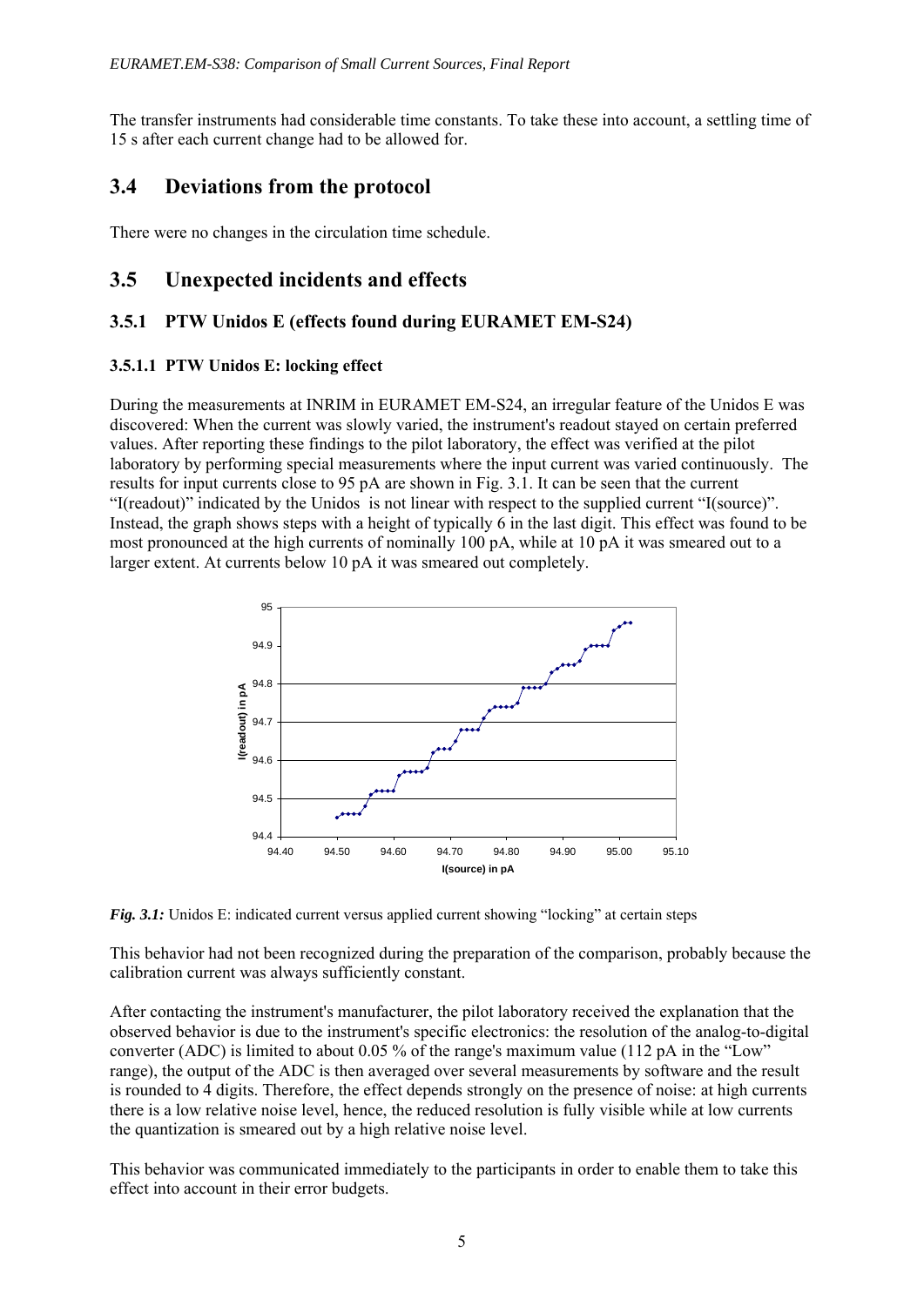The transfer instruments had considerable time constants. To take these into account, a settling time of 15 s after each current change had to be allowed for.

## 3.4 Deviations from the protocol

There were no changes in the circulation time schedule.

## 3.5 Unexpected incidents and effects

### 3.5.1 PTW Unidos E (effects found during EURAMET EM-S24)

#### 3.5.1.1 PTW Unidos E: locking effect

During the measurements at INRIM in EURAMET EM-S24, an irregular feature of the Unidos E was discovered: When the current was slowly varied, the instrument's readout stayed on certain preferred values. After reporting these findings to the pilot laboratory, the effect was verified at the pilot laboratory by performing special measurements where the input current was varied continuously. The results for input currents close to 95 pA are shown in Fig. 3.1. It can be seen that the current "I(readout)" indicated by the Unidos is not linear with respect to the supplied current "I(source)". Instead, the graph shows steps with a height of typically 6 in the last digit. This effect was found to be most pronounced at the high currents of nominally 100 pA, while at 10 pA it was smeared out to a larger extent. At currents below 10 pA it was smeared out completely.

*Fig. 3.1:* Unidos E: indicated current versus applied current showing "locking" at certain steps

This behavior had not been recognized during the preparation of the comparison, probably because the calibration current was always sufficiently constant.

After contacting the instrument's manufacturer, the pilot laboratory received the explanation that the observed behavior is due to the instrument's specific electronics: the resolution of the analog-to-digital converter (ADC) is limited to about 0.05 % of the range's maximum value (112 pA in the "Low" range), the output of the ADC is then averaged over several measurements by software and the result is rounded to 4 digits. Therefore, the effect depends strongly on the presence of noise: at high currents there is a low relative noise level, hence, the reduced resolution is fully visible while at low currents the quantization is smeared out by a high relative noise level.

This behavior was communicated immediately to the participants in order to enable them to take this effect into account in their error budgets.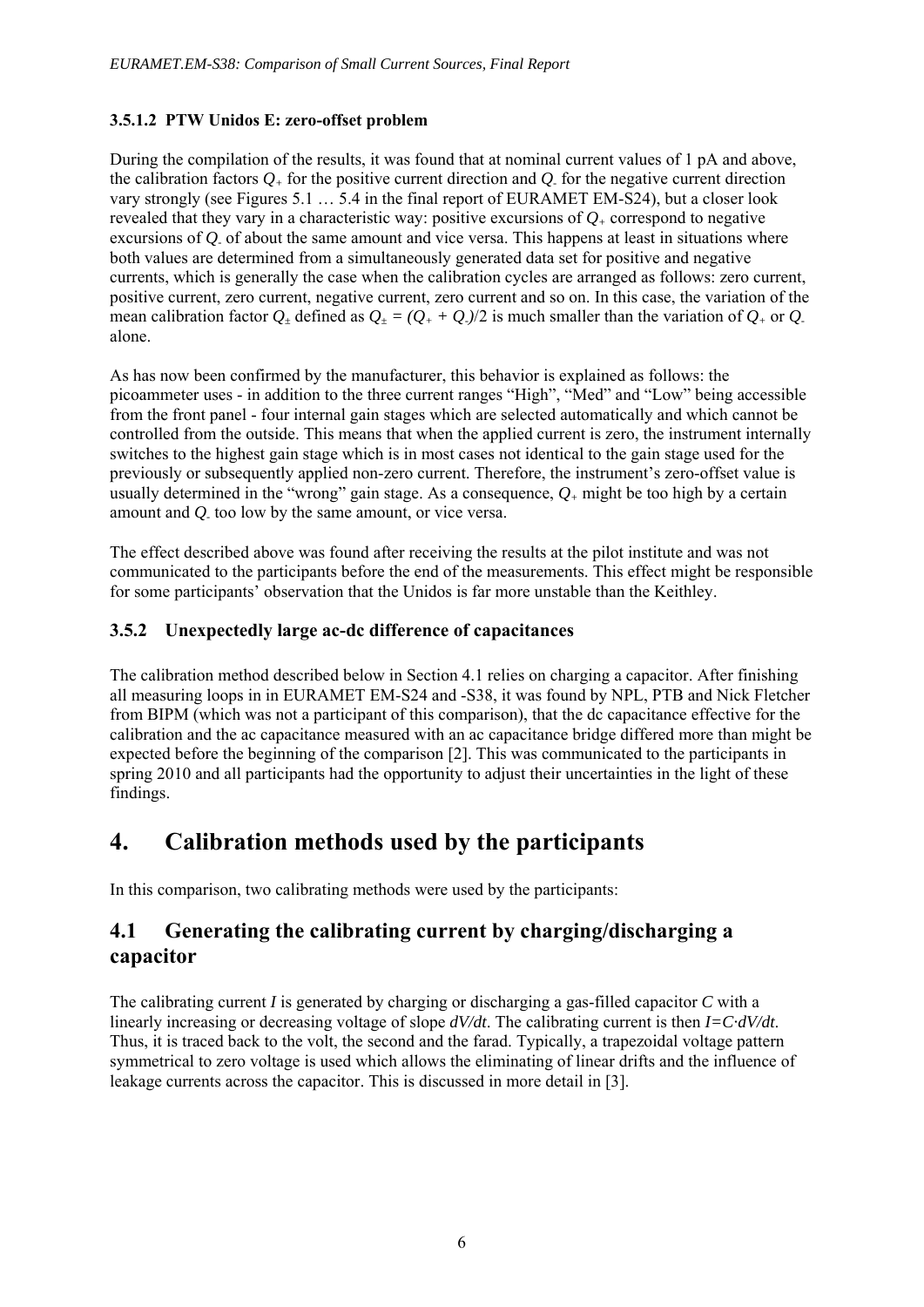#### 3.5.1.2 PTW Unidos E: zero-offset problem

During the compilation of the results, it was found that at nominal current values of 1 pA and above, the calibration factors $Q_+$ for the positive current direction and $Q_-$ for the negative current direction vary strongly (see Figures 5.1 … 5.4 in the final report of EURAMET EM-S24), but a closer look revealed that they vary in a characteristic way: positive excursions of $Q_+$ correspond to negative excursions of $Q_-$ of about the same amount and vice versa. This happens at least in situations where both values are determined from a simultaneously generated data set for positive and negative currents, which is generally the case when the calibration cycles are arranged as follows: zero current, positive current, zero current, negative current, zero current and so on. In this case, the variation of the mean calibration factor $Q_\pm$ defined as $Q_\pm = (Q_+ + Q_-)/2$ is much smaller than the variation of $Q_+$ or $Q_-$ alone.

As has now been confirmed by the manufacturer, this behavior is explained as follows: the picoammeter uses - in addition to the three current ranges "High", "Med" and "Low" being accessible from the front panel - four internal gain stages which are selected automatically and which cannot be controlled from the outside. This means that when the applied current is zero, the instrument internally switches to the highest gain stage which is in most cases not identical to the gain stage used for the previously or subsequently applied non-zero current. Therefore, the instrument's zero-offset value is usually determined in the "wrong" gain stage. As a consequence, $Q_+$ might be too high by a certain amount and $Q_-$ too low by the same amount, or vice versa.

The effect described above was found after receiving the results at the pilot institute and was not communicated to the participants before the end of the measurements. This effect might be responsible for some participants' observation that the Unidos is far more unstable than the Keithley.

### 3.5.2 Unexpectedly large ac-dc difference of capacitances

The calibration method described below in Section 4.1 relies on charging a capacitor. After finishing all measuring loops in in EURAMET EM-S24 and -S38, it was found by NPL, PTB and Nick Fletcher from BIPM (which was not a participant of this comparison), that the dc capacitance effective for the calibration and the ac capacitance measured with an ac capacitance bridge differed more than might be expected before the beginning of the comparison [2]. This was communicated to the participants in spring 2010 and all participants had the opportunity to adjust their uncertainties in the light of these findings.

# 4. Calibration methods used by the participants

In this comparison, two calibrating methods were used by the participants:

## 4.1 Generating the calibrating current by charging/discharging a capacitor

The calibrating current $I$ is generated by charging or discharging a gas-filled capacitor $C$ with a linearly increasing or decreasing voltage of slope $dV/dt$. The calibrating current is then $I=C \cdot dV/dt$. Thus, it is traced back to the volt, the second and the farad. Typically, a trapezoidal voltage pattern symmetrical to zero voltage is used which allows the eliminating of linear drifts and the influence of leakage currents across the capacitor. This is discussed in more detail in [3].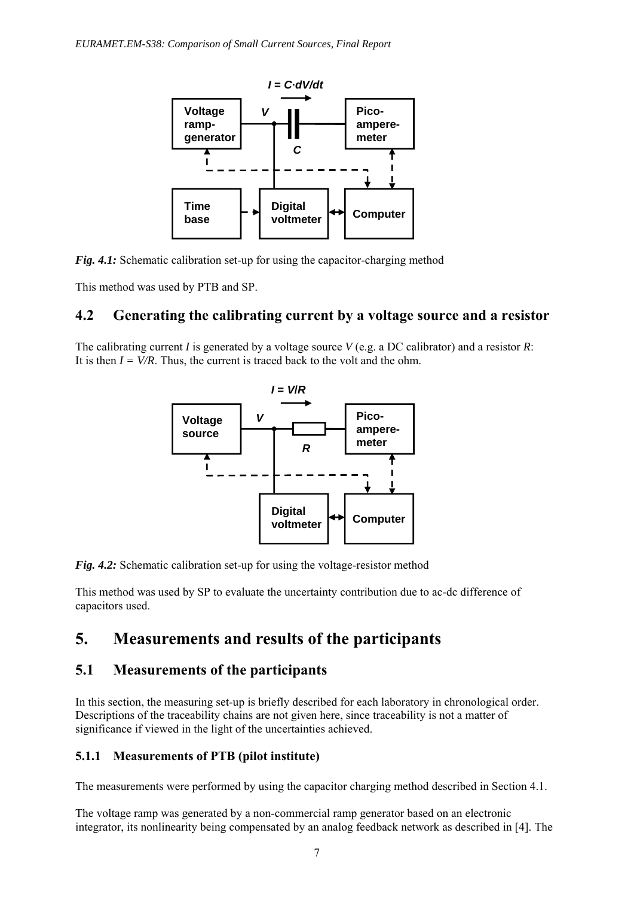*Fig. 4.1:* Schematic calibration set-up for using the capacitor-charging method

This method was used by PTB and SP.

## 4.2 Generating the calibrating current by a voltage source and a resistor

The calibrating current $I$ is generated by a voltage source $V$ (e.g. a DC calibrator) and a resistor $R$: It is then $I = V/R$. Thus, the current is traced back to the volt and the ohm.

*Fig. 4.2:* Schematic calibration set-up for using the voltage-resistor method

This method was used by SP to evaluate the uncertainty contribution due to ac-dc difference of capacitors used.

# 5. Measurements and results of the participants

## 5.1 Measurements of the participants

In this section, the measuring set-up is briefly described for each laboratory in chronological order. Descriptions of the traceability chains are not given here, since traceability is not a matter of significance if viewed in the light of the uncertainties achieved.

### 5.1.1 Measurements of PTB (pilot institute)

The measurements were performed by using the capacitor charging method described in Section 4.1.

The voltage ramp was generated by a non-commercial ramp generator based on an electronic integrator, its nonlinearity being compensated by an analog feedback network as described in [4]. The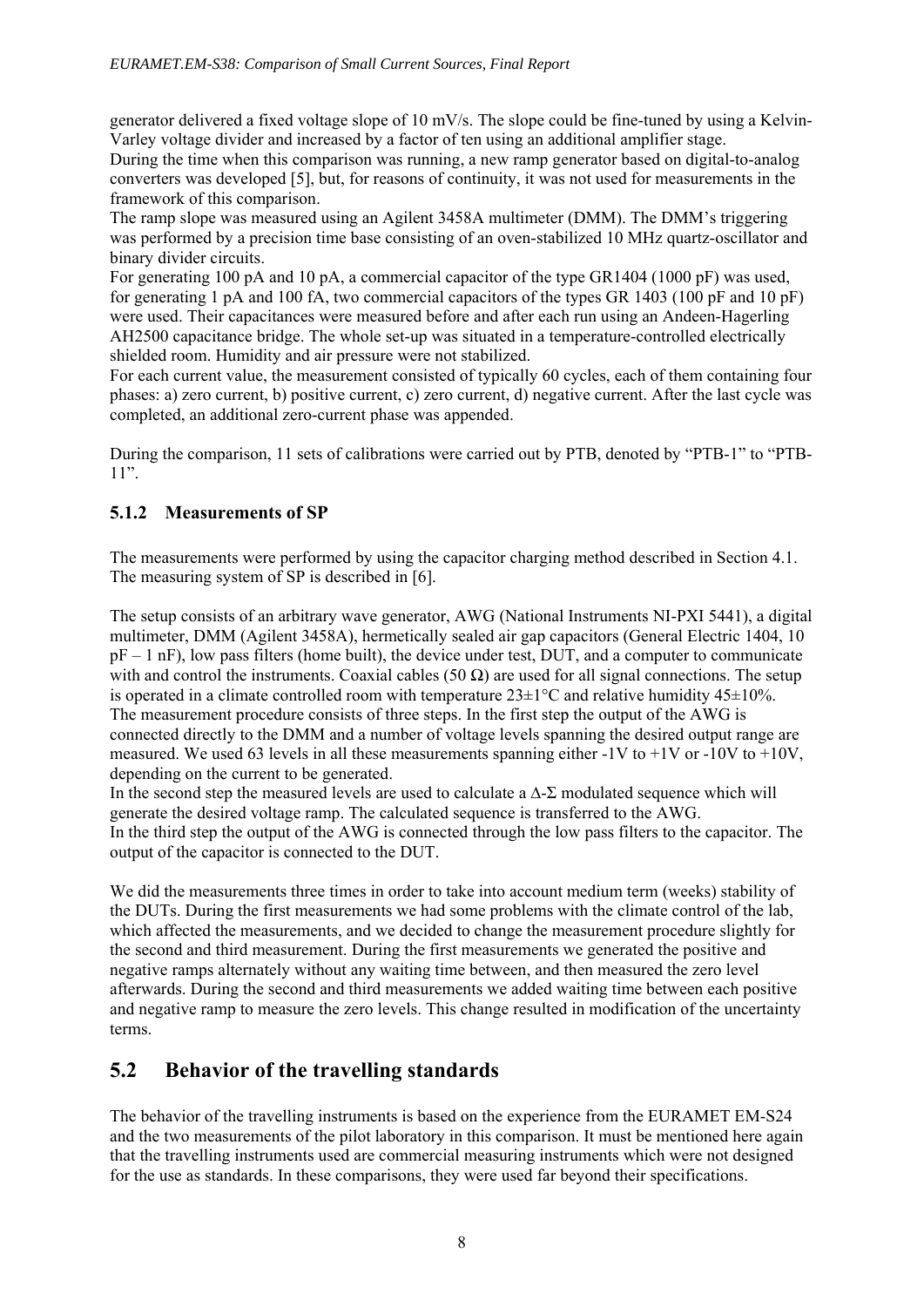generator delivered a fixed voltage slope of 10 mV/s. The slope could be fine-tuned by using a Kelvin-Varley voltage divider and increased by a factor of ten using an additional amplifier stage.
During the time when this comparison was running, a new ramp generator based on digital-to-analog converters was developed [5], but, for reasons of continuity, it was not used for measurements in the framework of this comparison.
The ramp slope was measured using an Agilent 3458A multimeter (DMM). The DMM's triggering was performed by a precision time base consisting of an oven-stabilized 10 MHz quartz-oscillator and binary divider circuits.
For generating 100 pA and 10 pA, a commercial capacitor of the type GR1404 (1000 pF) was used, for generating 1 pA and 100 fA, two commercial capacitors of the types GR 1403 (100 pF and 10 pF) were used. Their capacitances were measured before and after each run using an Andeen-Hagerling AH2500 capacitance bridge. The whole set-up was situated in a temperature-controlled electrically shielded room. Humidity and air pressure were not stabilized.
For each current value, the measurement consisted of typically 60 cycles, each of them containing four phases: a) zero current, b) positive current, c) zero current, d) negative current. After the last cycle was completed, an additional zero-current phase was appended.

During the comparison, 11 sets of calibrations were carried out by PTB, denoted by "PTB-1" to "PTB-11".

### 5.1.2 Measurements of SP

The measurements were performed by using the capacitor charging method described in Section 4.1. The measuring system of SP is described in [6].

The setup consists of an arbitrary wave generator, AWG (National Instruments NI-PXI 5441), a digital multimeter, DMM (Agilent 3458A), hermetically sealed air gap capacitors (General Electric 1404, 10 pF – 1 nF), low pass filters (home built), the device under test, DUT, and a computer to communicate with and control the instruments. Coaxial cables (50 Ω) are used for all signal connections. The setup is operated in a climate controlled room with temperature 23±1°C and relative humidity 45±10%.
The measurement procedure consists of three steps. In the first step the output of the AWG is connected directly to the DMM and a number of voltage levels spanning the desired output range are measured. We used 63 levels in all these measurements spanning either -1V to +1V or -10V to +10V, depending on the current to be generated.
In the second step the measured levels are used to calculate a Δ-Σ modulated sequence which will generate the desired voltage ramp. The calculated sequence is transferred to the AWG.
In the third step the output of the AWG is connected through the low pass filters to the capacitor. The output of the capacitor is connected to the DUT.

We did the measurements three times in order to take into account medium term (weeks) stability of the DUTs. During the first measurements we had some problems with the climate control of the lab, which affected the measurements, and we decided to change the measurement procedure slightly for the second and third measurement. During the first measurements we generated the positive and negative ramps alternately without any waiting time between, and then measured the zero level afterwards. During the second and third measurements we added waiting time between each positive and negative ramp to measure the zero levels. This change resulted in modification of the uncertainty terms.

## 5.2 Behavior of the travelling standards

The behavior of the travelling instruments is based on the experience from the EURAMET EM-S24 and the two measurements of the pilot laboratory in this comparison. It must be mentioned here again that the travelling instruments used are commercial measuring instruments which were not designed for the use as standards. In these comparisons, they were used far beyond their specifications.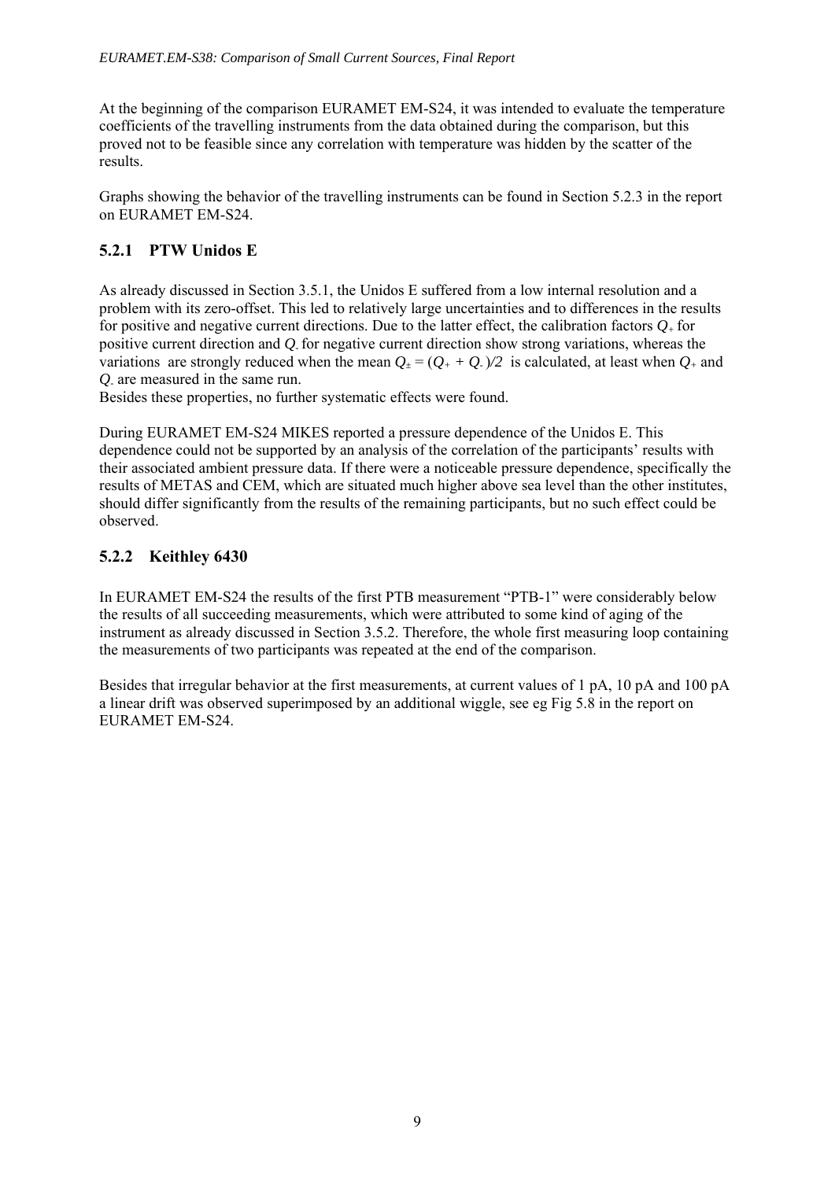At the beginning of the comparison EURAMET EM-S24, it was intended to evaluate the temperature coefficients of the travelling instruments from the data obtained during the comparison, but this proved not to be feasible since any correlation with temperature was hidden by the scatter of the results.

Graphs showing the behavior of the travelling instruments can be found in Section 5.2.3 in the report on EURAMET EM-S24.

### 5.2.1 PTW Unidos E

As already discussed in Section 3.5.1, the Unidos E suffered from a low internal resolution and a problem with its zero-offset. This led to relatively large uncertainties and to differences in the results for positive and negative current directions. Due to the latter effect, the calibration factors $Q_+$ for positive current direction and $Q_-$ for negative current direction show strong variations, whereas the variations are strongly reduced when the mean $Q_\pm = (Q_+ + Q_-)/2$ is calculated, at least when $Q_+$ and $Q_-$ are measured in the same run.
Besides these properties, no further systematic effects were found.

During EURAMET EM-S24 MIKES reported a pressure dependence of the Unidos E. This dependence could not be supported by an analysis of the correlation of the participants' results with their associated ambient pressure data. If there were a noticeable pressure dependence, specifically the results of METAS and CEM, which are situated much higher above sea level than the other institutes, should differ significantly from the results of the remaining participants, but no such effect could be observed.

### 5.2.2 Keithley 6430

In EURAMET EM-S24 the results of the first PTB measurement "PTB-1" were considerably below the results of all succeeding measurements, which were attributed to some kind of aging of the instrument as already discussed in Section 3.5.2. Therefore, the whole first measuring loop containing the measurements of two participants was repeated at the end of the comparison.

Besides that irregular behavior at the first measurements, at current values of 1 pA, 10 pA and 100 pA a linear drift was observed superimposed by an additional wiggle, see eg Fig 5.8 in the report on EURAMET EM-S24.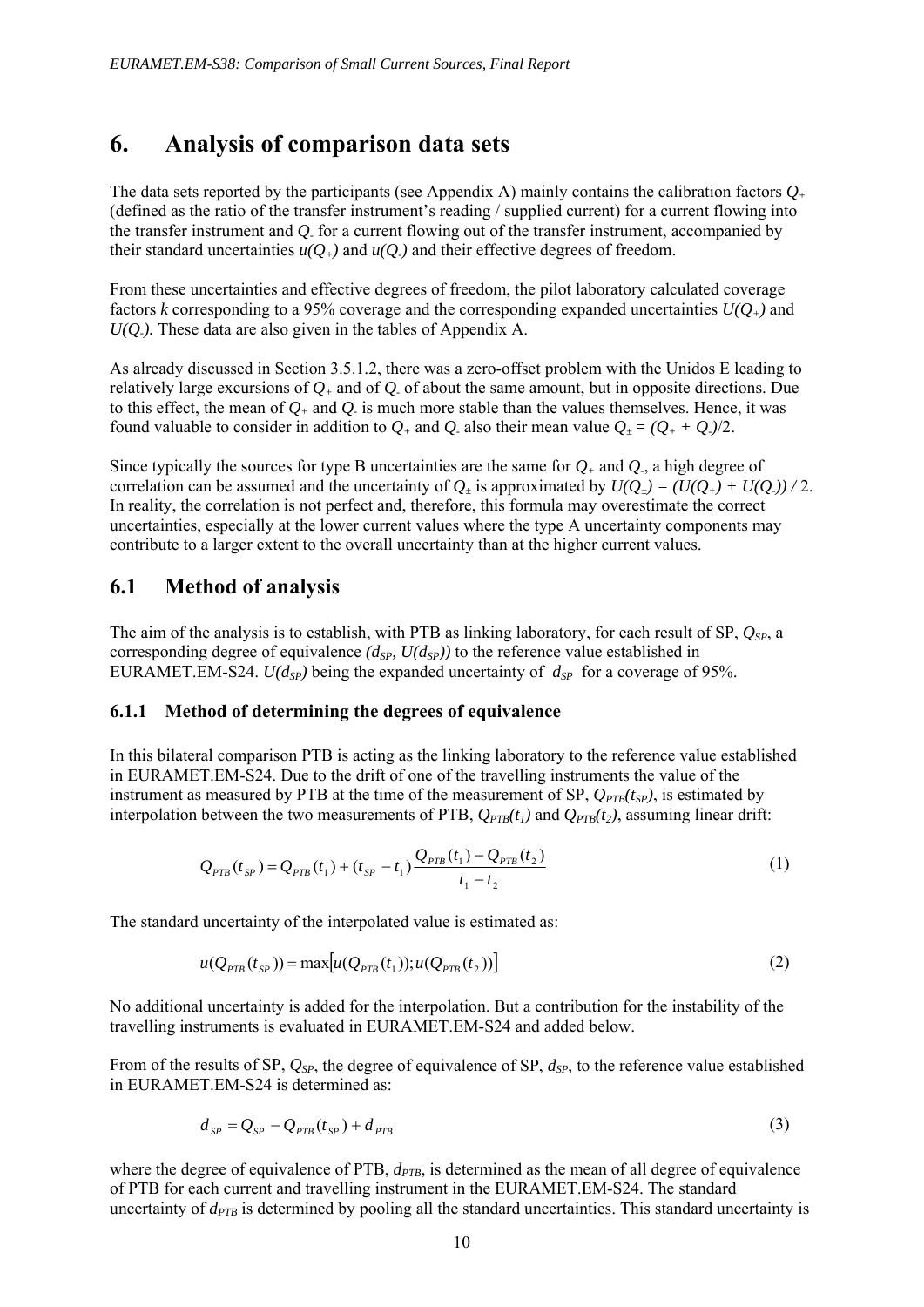# 6. Analysis of comparison data sets

The data sets reported by the participants (see Appendix A) mainly contains the calibration factors $Q_+$ (defined as the ratio of the transfer instrument's reading / supplied current) for a current flowing into the transfer instrument and $Q_-$ for a current flowing out of the transfer instrument, accompanied by their standard uncertainties $u(Q_+)$ and $u(Q_-)$ and their effective degrees of freedom.

From these uncertainties and effective degrees of freedom, the pilot laboratory calculated coverage factors $k$ corresponding to a 95% coverage and the corresponding expanded uncertainties $U(Q_+)$ and $U(Q_-)$. These data are also given in the tables of Appendix A.

As already discussed in Section 3.5.1.2, there was a zero-offset problem with the Unidos E leading to relatively large excursions of $Q_+$ and of $Q_-$ of about the same amount, but in opposite directions. Due to this effect, the mean of $Q_+$ and $Q_-$ is much more stable than the values themselves. Hence, it was found valuable to consider in addition to $Q_+$ and $Q_-$ also their mean value $Q_\pm = (Q_+ + Q_-)/2$.

Since typically the sources for type B uncertainties are the same for $Q_+$ and $Q_-$, a high degree of correlation can be assumed and the uncertainty of $Q_\pm$ is approximated by $U(Q_\pm) = (U(Q_+) + U(Q_-)) / 2$. In reality, the correlation is not perfect and, therefore, this formula may overestimate the correct uncertainties, especially at the lower current values where the type A uncertainty components may contribute to a larger extent to the overall uncertainty than at the higher current values.

## 6.1 Method of analysis

The aim of the analysis is to establish, with PTB as linking laboratory, for each result of SP, $Q_{SP}$, a corresponding degree of equivalence $(d_{SP}, U(d_{SP}))$ to the reference value established in EURAMET.EM-S24. $U(d_{SP})$ being the expanded uncertainty of $d_{SP}$ for a coverage of 95%.

### 6.1.1 Method of determining the degrees of equivalence

In this bilateral comparison PTB is acting as the linking laboratory to the reference value established in EURAMET.EM-S24. Due to the drift of one of the travelling instruments the value of the instrument as measured by PTB at the time of the measurement of SP, $Q_{PTB}(t_{SP})$, is estimated by interpolation between the two measurements of PTB, $Q_{PTB}(t_1)$ and $Q_{PTB}(t_2)$, assuming linear drift:

$$Q_{PTB}(t_{SP}) = Q_{PTB}(t_1) + (t_{SP} - t_1)\frac{Q_{PTB}(t_1) - Q_{PTB}(t_2)}{t_1 - t_2} \tag{1}$$

The standard uncertainty of the interpolated value is estimated as:

$$u(Q_{PTB}(t_{SP})) = \max\left[u(Q_{PTB}(t_1)); u(Q_{PTB}(t_2))\right] \tag{2}$$

No additional uncertainty is added for the interpolation. But a contribution for the instability of the travelling instruments is evaluated in EURAMET.EM-S24 and added below.

From of the results of SP, $Q_{SP}$, the degree of equivalence of SP, $d_{SP}$, to the reference value established in EURAMET.EM-S24 is determined as:

$$d_{SP} = Q_{SP} - Q_{PTB}(t_{SP}) + d_{PTB} \tag{3}$$

where the degree of equivalence of PTB, $d_{PTB}$, is determined as the mean of all degree of equivalence of PTB for each current and travelling instrument in the EURAMET.EM-S24. The standard uncertainty of $d_{PTB}$ is determined by pooling all the standard uncertainties. This standard uncertainty is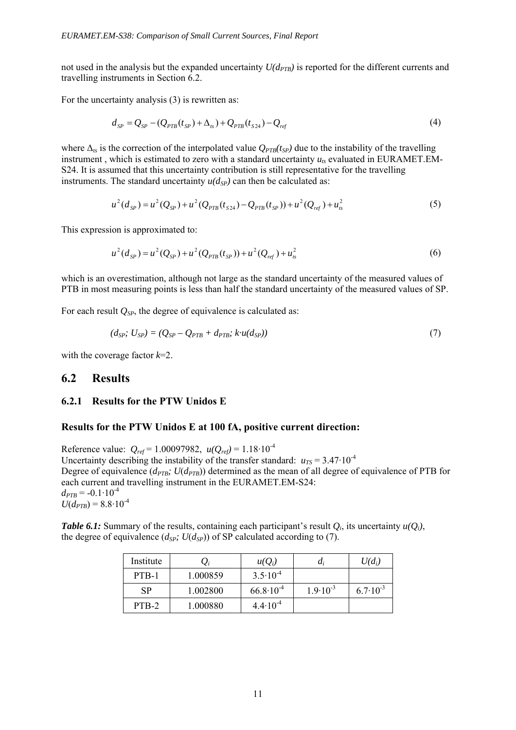not used in the analysis but the expanded uncertainty $U(d_{PTB})$ is reported for the different currents and travelling instruments in Section 6.2.

For the uncertainty analysis (3) is rewritten as:

$$d_{SP} = Q_{SP} - (Q_{PTB}(t_{SP}) + \Delta_{ts}) + Q_{PTB}(t_{S24}) - Q_{ref} \tag{4}$$

where $\Delta_{ts}$ is the correction of the interpolated value $Q_{PTB}(t_{SP})$ due to the instability of the travelling instrument , which is estimated to zero with a standard uncertainty $u_{ts}$ evaluated in EURAMET.EM-S24. It is assumed that this uncertainty contribution is still representative for the travelling instruments. The standard uncertainty $u(d_{SP})$ can then be calculated as:

$$u^2(d_{SP}) = u^2(Q_{SP}) + u^2(Q_{PTB}(t_{S24}) - Q_{PTB}(t_{SP})) + u^2(Q_{ref}) + u_{ts}^2 \tag{5}$$

This expression is approximated to:

$$u^2(d_{SP}) = u^2(Q_{SP}) + u^2(Q_{PTB}(t_{SP})) + u^2(Q_{ref}) + u_{ts}^2 \tag{6}$$

which is an overestimation, although not large as the standard uncertainty of the measured values of PTB in most measuring points is less than half the standard uncertainty of the measured values of SP.

For each result $Q_{SP}$, the degree of equivalence is calculated as:

$$(d_{SP};\ U_{SP}) = (Q_{SP} - Q_{PTB} + d_{PTB};\ k \cdot u(d_{SP})) \tag{7}$$

with the coverage factor $k$=2.

## 6.2 Results

### 6.2.1 Results for the PTW Unidos E

#### Results for the PTW Unidos E at 100 fA, positive current direction:

Reference value: $Q_{ref}$ = 1.00097982, $u(Q_{ref})$ = $1.18 \cdot 10^{-4}$
Uncertainty describing the instability of the transfer standard: $u_{TS}$ = $3.47 \cdot 10^{-4}$
Degree of equivalence ($d_{PTB}$; $U(d_{PTB})$) determined as the mean of all degree of equivalence of PTB for each current and travelling instrument in the EURAMET.EM-S24:
$d_{PTB}$ = $-0.1 \cdot 10^{-4}$
$U(d_{PTB})$ = $8.8 \cdot 10^{-4}$

***Table 6.1:*** Summary of the results, containing each participant's result $Q_i$, its uncertainty $u(Q_i)$, the degree of equivalence ($d_{SP}$; $U(d_{SP})$) of SP calculated according to (7).

| Institute | $Q_i$ | $u(Q_i)$ | $d_i$ | $U(d_i)$ |
|---|---|---|---|---|
| PTB-1 | 1.000859 | $3.5 \cdot 10^{-4}$ | | |
| SP | 1.002800 | $66.8 \cdot 10^{-4}$ | $1.9 \cdot 10^{-3}$ | $6.7 \cdot 10^{-3}$ |
| PTB-2 | 1.000880 | $4.4 \cdot 10^{-4}$ | | |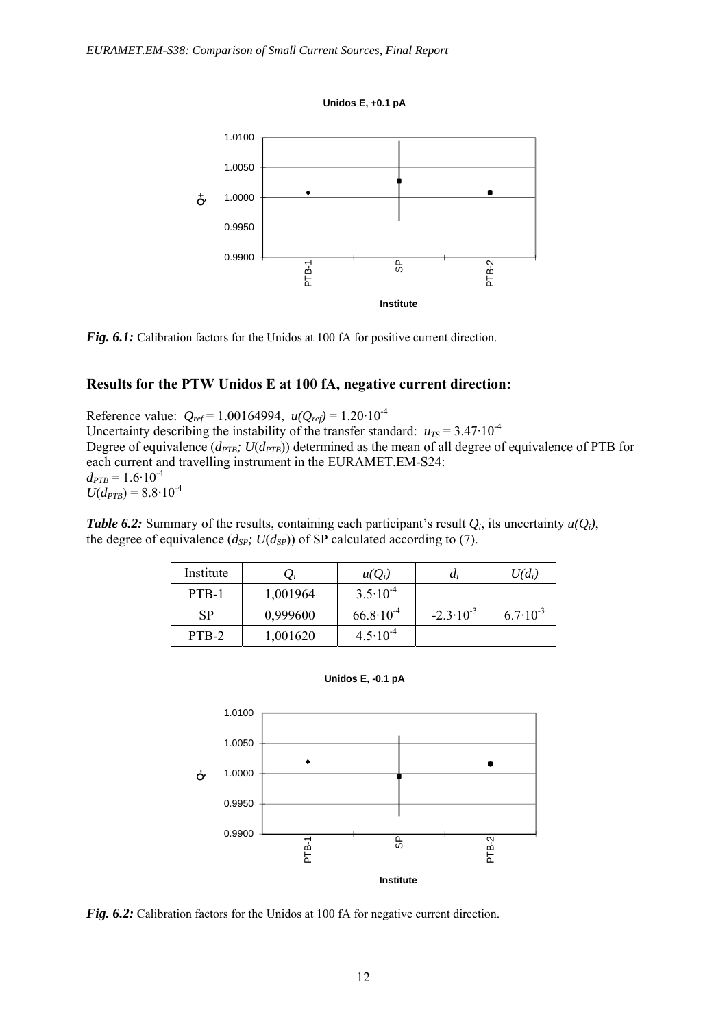Unidos E, +0.1 pA

*Fig. 6.1:* Calibration factors for the Unidos at 100 fA for positive current direction.

### Results for the PTW Unidos E at 100 fA, negative current direction:

Reference value: $Q_{ref}$ = 1.00164994, $u(Q_{ref})$ = $1.20 \cdot 10^{-4}$
Uncertainty describing the instability of the transfer standard: $u_{TS}$ = $3.47 \cdot 10^{-4}$
Degree of equivalence ($d_{PTB}$; $U(d_{PTB})$) determined as the mean of all degree of equivalence of PTB for each current and travelling instrument in the EURAMET.EM-S24:
$d_{PTB} = 1.6 \cdot 10^{-4}$
$U(d_{PTB}) = 8.8 \cdot 10^{-4}$

***Table 6.2:*** Summary of the results, containing each participant's result $Q_i$, its uncertainty $u(Q_i)$, the degree of equivalence ($d_{SP}$; $U(d_{SP})$) of SP calculated according to (7).

| Institute | $Q_i$ | $u(Q_i)$ | $d_i$ | $U(d_i)$ |
|---|---|---|---|---|
| PTB-1 | 1,001964 | $3.5 \cdot 10^{-4}$ | | |
| SP | 0,999600 | $66.8 \cdot 10^{-4}$ | $-2.3 \cdot 10^{-3}$ | $6.7 \cdot 10^{-3}$ |
| PTB-2 | 1,001620 | $4.5 \cdot 10^{-4}$ | | |

Unidos E, -0.1 pA

*Fig. 6.2:* Calibration factors for the Unidos at 100 fA for negative current direction.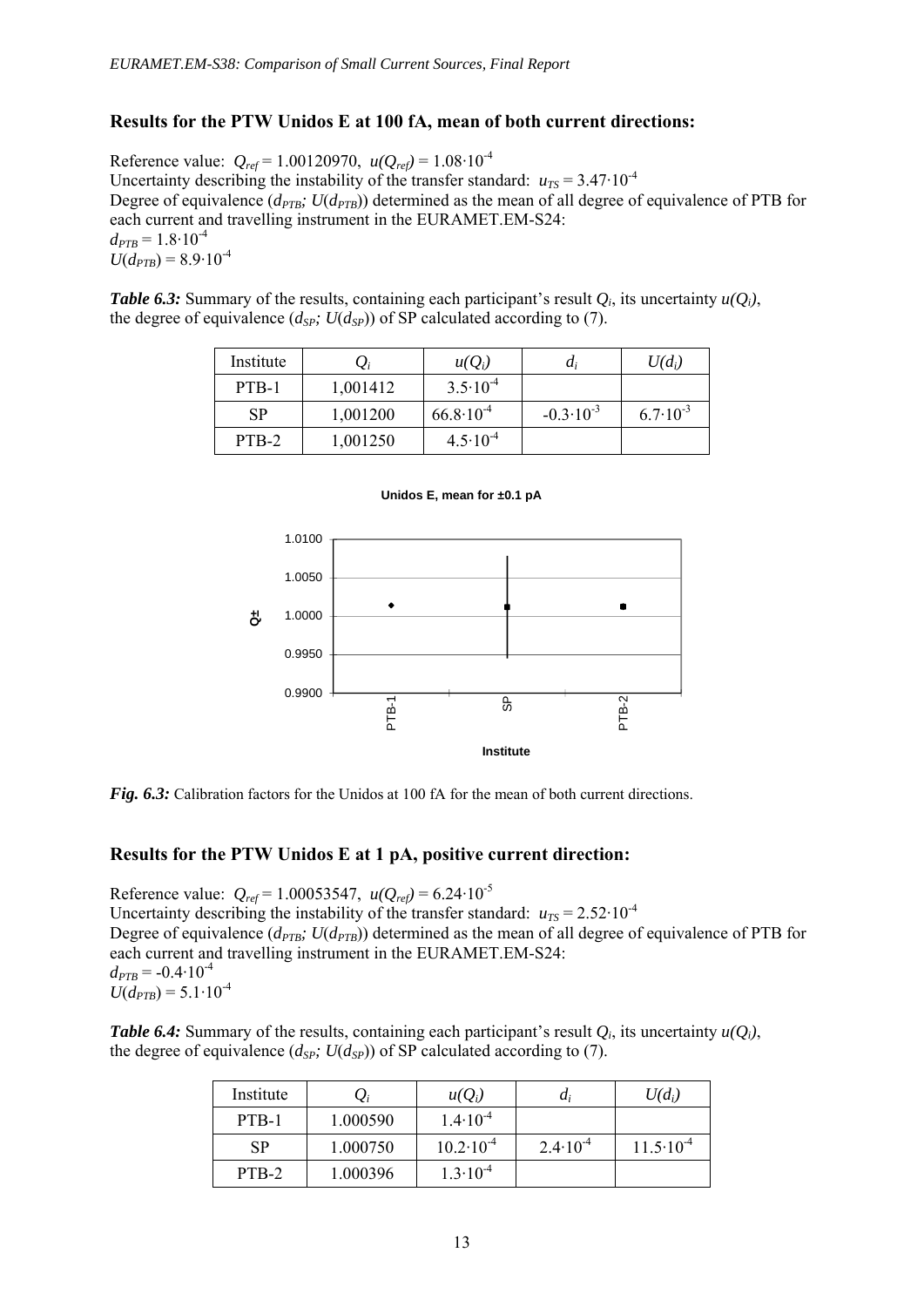### Results for the PTW Unidos E at 100 fA, mean of both current directions:

Reference value: $Q_{ref}$ = 1.00120970, $u(Q_{ref})$ = $1.08 \cdot 10^{-4}$

Uncertainty describing the instability of the transfer standard: $u_{TS}$ = $3.47 \cdot 10^{-4}$

Degree of equivalence ($d_{PTB}$; $U(d_{PTB})$) determined as the mean of all degree of equivalence of PTB for each current and travelling instrument in the EURAMET.EM-S24:

$d_{PTB} = 1.8 \cdot 10^{-4}$

$U(d_{PTB}) = 8.9 \cdot 10^{-4}$

***Table 6.3:*** Summary of the results, containing each participant's result $Q_i$, its uncertainty $u(Q_i)$, the degree of equivalence ($d_{SP}$; $U(d_{SP})$) of SP calculated according to (7).

| Institute | $Q_i$ | $u(Q_i)$ | $d_i$ | $U(d_i)$ |
|---|---|---|---|---|
| PTB-1 | 1,001412 | $3.5 \cdot 10^{-4}$ | | |
| SP | 1,001200 | $66.8 \cdot 10^{-4}$ | $-0.3 \cdot 10^{-3}$ | $6.7 \cdot 10^{-3}$ |
| PTB-2 | 1,001250 | $4.5 \cdot 10^{-4}$ | | |

***Fig. 6.3:*** Calibration factors for the Unidos at 100 fA for the mean of both current directions.

### Results for the PTW Unidos E at 1 pA, positive current direction:

Reference value: $Q_{ref}$ = 1.00053547, $u(Q_{ref})$ = $6.24 \cdot 10^{-5}$

Uncertainty describing the instability of the transfer standard: $u_{TS}$ = $2.52 \cdot 10^{-4}$

Degree of equivalence ($d_{PTB}$; $U(d_{PTB})$) determined as the mean of all degree of equivalence of PTB for each current and travelling instrument in the EURAMET.EM-S24:

$d_{PTB} = -0.4 \cdot 10^{-4}$

$U(d_{PTB}) = 5.1 \cdot 10^{-4}$

***Table 6.4:*** Summary of the results, containing each participant's result $Q_i$, its uncertainty $u(Q_i)$, the degree of equivalence ($d_{SP}$; $U(d_{SP})$) of SP calculated according to (7).

| Institute | $Q_i$ | $u(Q_i)$ | $d_i$ | $U(d_i)$ |
|---|---|---|---|---|
| PTB-1 | 1.000590 | $1.4 \cdot 10^{-4}$ | | |
| SP | 1.000750 | $10.2 \cdot 10^{-4}$ | $2.4 \cdot 10^{-4}$ | $11.5 \cdot 10^{-4}$ |
| PTB-2 | 1.000396 | $1.3 \cdot 10^{-4}$ | | |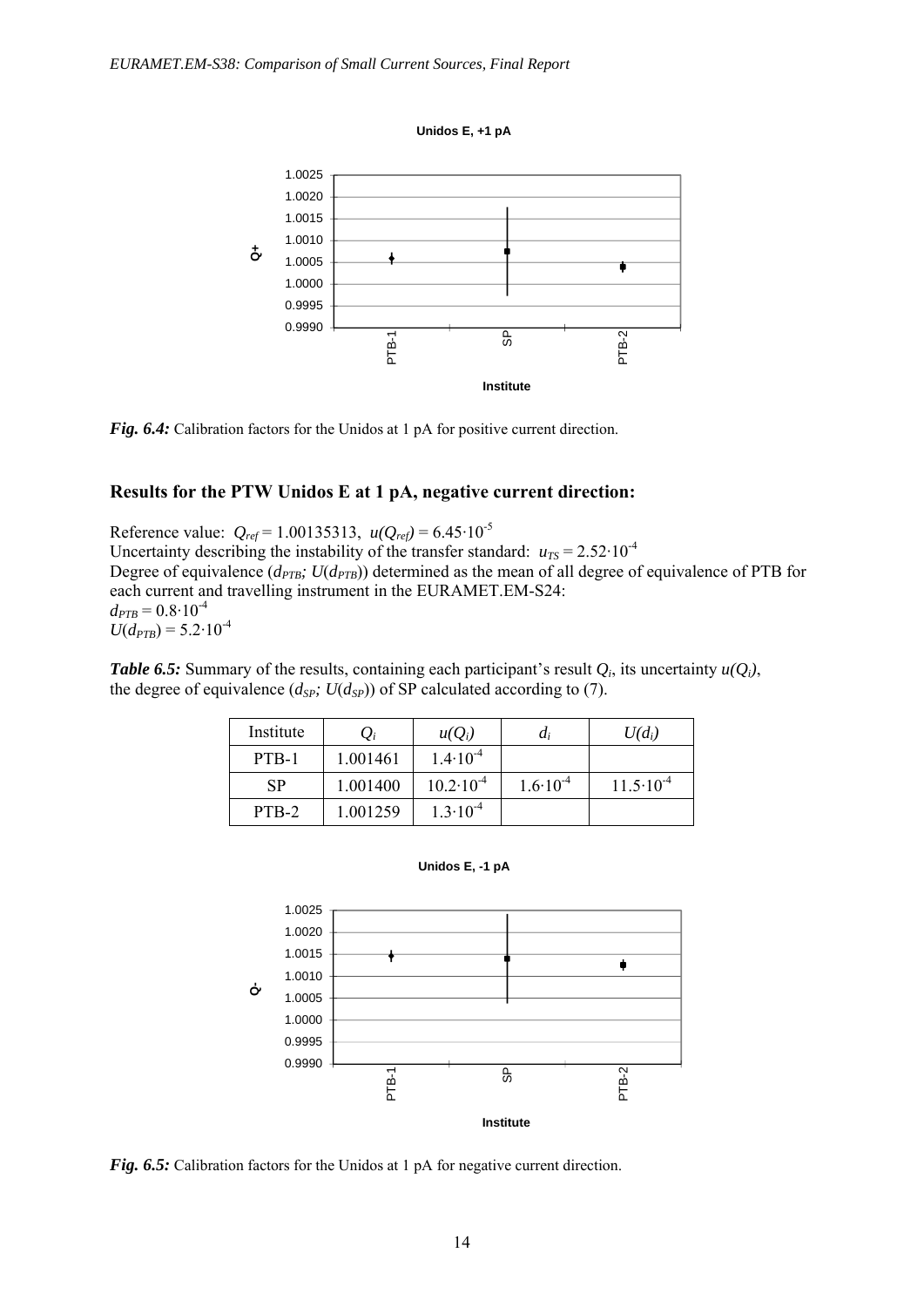*Fig. 6.4:* Calibration factors for the Unidos at 1 pA for positive current direction.

## Results for the PTW Unidos E at 1 pA, negative current direction:

Reference value: $Q_{ref} = 1.00135313$, $u(Q_{ref}) = 6.45 \cdot 10^{-5}$
Uncertainty describing the instability of the transfer standard: $u_{TS} = 2.52 \cdot 10^{-4}$
Degree of equivalence ($d_{PTB}$; $U(d_{PTB})$) determined as the mean of all degree of equivalence of PTB for each current and travelling instrument in the EURAMET.EM-S24:
$d_{PTB} = 0.8 \cdot 10^{-4}$
$U(d_{PTB}) = 5.2 \cdot 10^{-4}$

***Table 6.5:*** Summary of the results, containing each participant's result $Q_i$, its uncertainty $u(Q_i)$, the degree of equivalence ($d_{SP}$; $U(d_{SP})$) of SP calculated according to (7).

| Institute | $Q_i$ | $u(Q_i)$ | $d_i$ | $U(d_i)$ |
|---|---|---|---|---|
| PTB-1 | 1.001461 | $1.4 \cdot 10^{-4}$ | | |
| SP | 1.001400 | $10.2 \cdot 10^{-4}$ | $1.6 \cdot 10^{-4}$ | $11.5 \cdot 10^{-4}$ |
| PTB-2 | 1.001259 | $1.3 \cdot 10^{-4}$ | | |

*Fig. 6.5:* Calibration factors for the Unidos at 1 pA for negative current direction.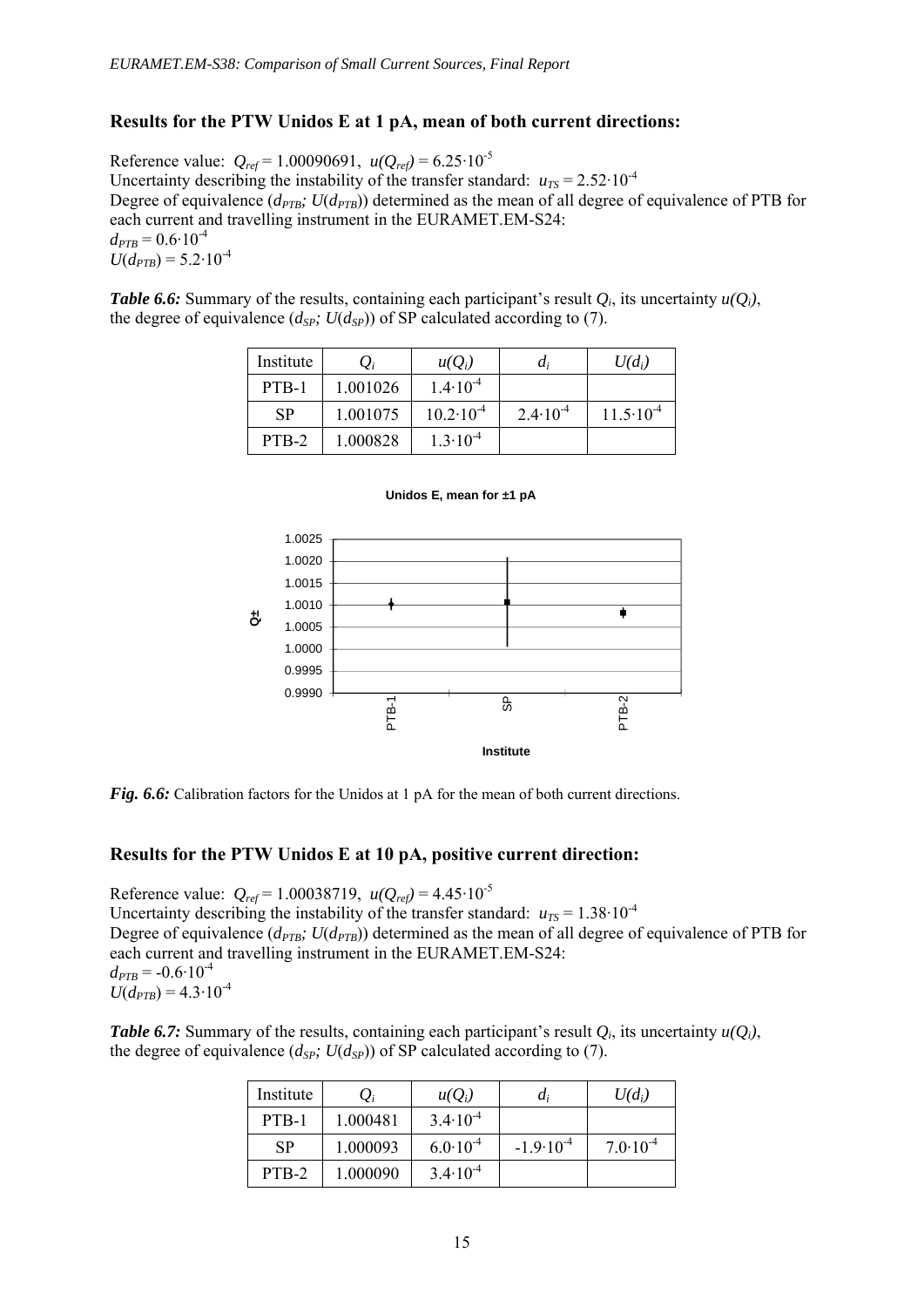### Results for the PTW Unidos E at 1 pA, mean of both current directions:

Reference value: $Q_{ref} = 1.00090691$, $u(Q_{ref}) = 6.25 \cdot 10^{-5}$
Uncertainty describing the instability of the transfer standard: $u_{TS} = 2.52 \cdot 10^{-4}$
Degree of equivalence ($d_{PTB}$; $U(d_{PTB})$) determined as the mean of all degree of equivalence of PTB for each current and travelling instrument in the EURAMET.EM-S24:
$d_{PTB} = 0.6 \cdot 10^{-4}$
$U(d_{PTB}) = 5.2 \cdot 10^{-4}$

***Table 6.6:*** Summary of the results, containing each participant's result $Q_i$, its uncertainty $u(Q_i)$, the degree of equivalence ($d_{SP}$; $U(d_{SP})$) of SP calculated according to (7).

| Institute | $Q_i$ | $u(Q_i)$ | $d_i$ | $U(d_i)$ |
|---|---|---|---|---|
| PTB-1 | 1.001026 | $1.4 \cdot 10^{-4}$ | | |
| SP | 1.001075 | $10.2 \cdot 10^{-4}$ | $2.4 \cdot 10^{-4}$ | $11.5 \cdot 10^{-4}$ |
| PTB-2 | 1.000828 | $1.3 \cdot 10^{-4}$ | | |

***Fig. 6.6:*** Calibration factors for the Unidos at 1 pA for the mean of both current directions.

### Results for the PTW Unidos E at 10 pA, positive current direction:

Reference value: $Q_{ref} = 1.00038719$, $u(Q_{ref}) = 4.45 \cdot 10^{-5}$
Uncertainty describing the instability of the transfer standard: $u_{TS} = 1.38 \cdot 10^{-4}$
Degree of equivalence ($d_{PTB}$; $U(d_{PTB})$) determined as the mean of all degree of equivalence of PTB for each current and travelling instrument in the EURAMET.EM-S24:
$d_{PTB} = -0.6 \cdot 10^{-4}$
$U(d_{PTB}) = 4.3 \cdot 10^{-4}$

***Table 6.7:*** Summary of the results, containing each participant's result $Q_i$, its uncertainty $u(Q_i)$, the degree of equivalence ($d_{SP}$; $U(d_{SP})$) of SP calculated according to (7).

| Institute | $Q_i$ | $u(Q_i)$ | $d_i$ | $U(d_i)$ |
|---|---|---|---|---|
| PTB-1 | 1.000481 | $3.4 \cdot 10^{-4}$ | | |
| SP | 1.000093 | $6.0 \cdot 10^{-4}$ | $-1.9 \cdot 10^{-4}$ | $7.0 \cdot 10^{-4}$ |
| PTB-2 | 1.000090 | $3.4 \cdot 10^{-4}$ | | |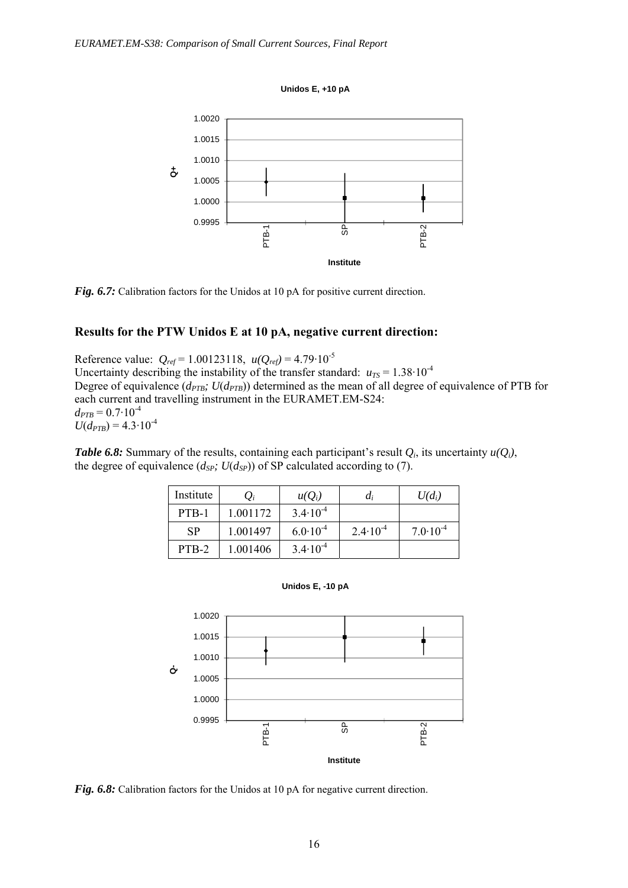Unidos E, +10 pA

*Fig. 6.7:* Calibration factors for the Unidos at 10 pA for positive current direction.

## Results for the PTW Unidos E at 10 pA, negative current direction:

Reference value: $Q_{ref} = 1.00123118$, $u(Q_{ref}) = 4.79 \cdot 10^{-5}$
Uncertainty describing the instability of the transfer standard: $u_{TS} = 1.38 \cdot 10^{-4}$
Degree of equivalence ($d_{PTB}$; $U(d_{PTB})$) determined as the mean of all degree of equivalence of PTB for each current and travelling instrument in the EURAMET.EM-S24:
$d_{PTB} = 0.7 \cdot 10^{-4}$
$U(d_{PTB}) = 4.3 \cdot 10^{-4}$

***Table 6.8:*** Summary of the results, containing each participant's result $Q_i$, its uncertainty $u(Q_i)$, the degree of equivalence ($d_{SP}$; $U(d_{SP})$) of SP calculated according to (7).

| Institute | $Q_i$ | $u(Q_i)$ | $d_i$ | $U(d_i)$ |
|---|---|---|---|---|
| PTB-1 | 1.001172 | $3.4 \cdot 10^{-4}$ | | |
| SP | 1.001497 | $6.0 \cdot 10^{-4}$ | $2.4 \cdot 10^{-4}$ | $7.0 \cdot 10^{-4}$ |
| PTB-2 | 1.001406 | $3.4 \cdot 10^{-4}$ | | |

Unidos E, -10 pA

*Fig. 6.8:* Calibration factors for the Unidos at 10 pA for negative current direction.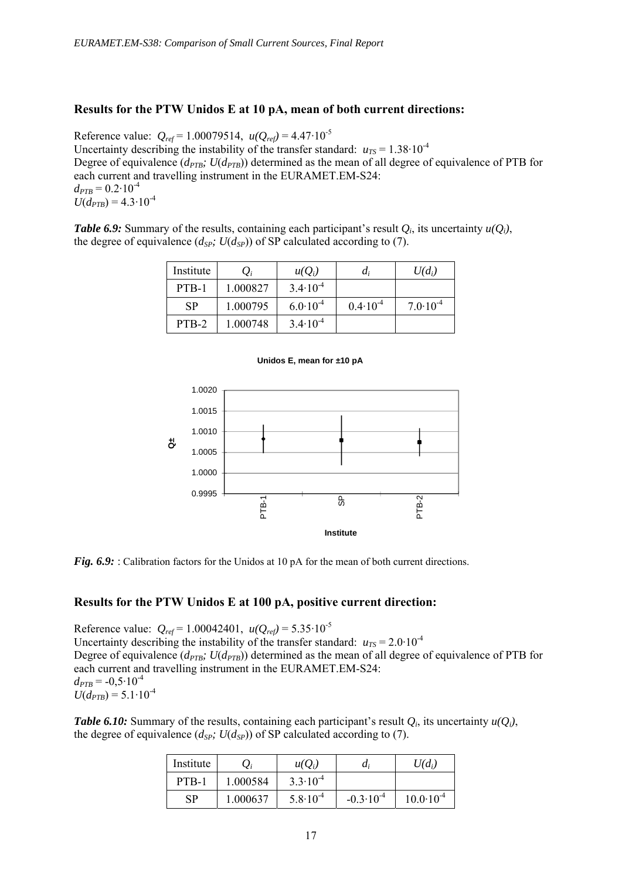### Results for the PTW Unidos E at 10 pA, mean of both current directions:

Reference value: $Q_{ref}$ = 1.00079514, $u(Q_{ref})$ = $4.47 \cdot 10^{-5}$
Uncertainty describing the instability of the transfer standard: $u_{TS}$ = $1.38 \cdot 10^{-4}$
Degree of equivalence ($d_{PTB}$; $U(d_{PTB})$) determined as the mean of all degree of equivalence of PTB for each current and travelling instrument in the EURAMET.EM-S24:
$d_{PTB}$ = $0.2 \cdot 10^{-4}$
$U(d_{PTB})$ = $4.3 \cdot 10^{-4}$

***Table 6.9:*** Summary of the results, containing each participant's result $Q_i$, its uncertainty $u(Q_i)$, the degree of equivalence ($d_{SP}$; $U(d_{SP})$) of SP calculated according to (7).

| Institute | $Q_i$ | $u(Q_i)$ | $d_i$ | $U(d_i)$ |
|---|---|---|---|---|
| PTB-1 | 1.000827 | $3.4 \cdot 10^{-4}$ | | |
| SP | 1.000795 | $6.0 \cdot 10^{-4}$ | $0.4 \cdot 10^{-4}$ | $7.0 \cdot 10^{-4}$ |
| PTB-2 | 1.000748 | $3.4 \cdot 10^{-4}$ | | |

***Fig. 6.9:*** : Calibration factors for the Unidos at 10 pA for the mean of both current directions.

### Results for the PTW Unidos E at 100 pA, positive current direction:

Reference value: $Q_{ref}$ = 1.00042401, $u(Q_{ref})$ = $5.35 \cdot 10^{-5}$
Uncertainty describing the instability of the transfer standard: $u_{TS}$ = $2.0 \cdot 10^{-4}$
Degree of equivalence ($d_{PTB}$; $U(d_{PTB})$) determined as the mean of all degree of equivalence of PTB for each current and travelling instrument in the EURAMET.EM-S24:
$d_{PTB}$ = $-0,5 \cdot 10^{-4}$
$U(d_{PTB})$ = $5.1 \cdot 10^{-4}$

***Table 6.10:*** Summary of the results, containing each participant's result $Q_i$, its uncertainty $u(Q_i)$, the degree of equivalence ($d_{SP}$; $U(d_{SP})$) of SP calculated according to (7).

| Institute | $Q_i$ | $u(Q_i)$ | $d_i$ | $U(d_i)$ |
|---|---|---|---|---|
| PTB-1 | 1.000584 | $3.3 \cdot 10^{-4}$ | | |
| SP | 1.000637 | $5.8 \cdot 10^{-4}$ | $-0.3 \cdot 10^{-4}$ | $10.0 \cdot 10^{-4}$ |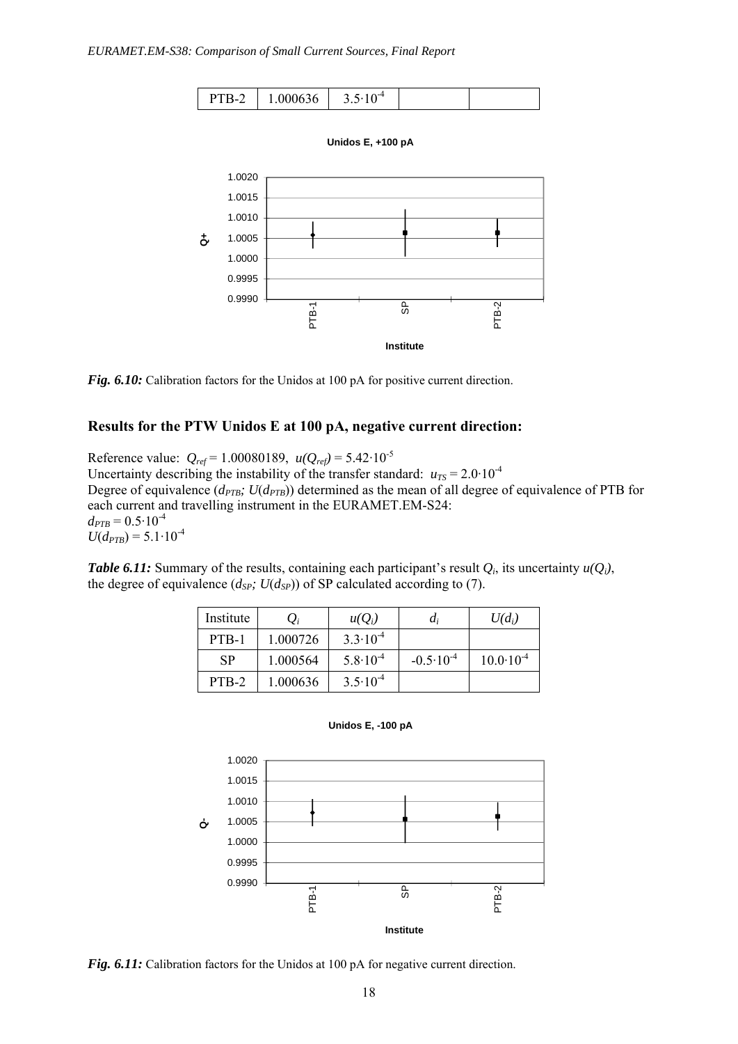| PTB-2 | 1.000636 | $3.5 \cdot 10^{-4}$ | | |
|---|---|---|---|---|

*Fig. 6.10:* Calibration factors for the Unidos at 100 pA for positive current direction.

### Results for the PTW Unidos E at 100 pA, negative current direction:

Reference value: $Q_{ref} = 1.00080189$, $u(Q_{ref}) = 5.42 \cdot 10^{-5}$
Uncertainty describing the instability of the transfer standard: $u_{TS} = 2.0 \cdot 10^{-4}$
Degree of equivalence ($d_{PTB}$; $U(d_{PTB})$) determined as the mean of all degree of equivalence of PTB for each current and travelling instrument in the EURAMET.EM-S24:
$d_{PTB} = 0.5 \cdot 10^{-4}$
$U(d_{PTB}) = 5.1 \cdot 10^{-4}$

***Table 6.11:*** Summary of the results, containing each participant's result $Q_i$, its uncertainty $u(Q_i)$, the degree of equivalence ($d_{SP}$; $U(d_{SP})$) of SP calculated according to (7).

| Institute | $Q_i$ | $u(Q_i)$ | $d_i$ | $U(d_i)$ |
|---|---|---|---|---|
| PTB-1 | 1.000726 | $3.3 \cdot 10^{-4}$ | | |
| SP | 1.000564 | $5.8 \cdot 10^{-4}$ | $-0.5 \cdot 10^{-4}$ | $10.0 \cdot 10^{-4}$ |
| PTB-2 | 1.000636 | $3.5 \cdot 10^{-4}$ | | |

*Fig. 6.11:* Calibration factors for the Unidos at 100 pA for negative current direction.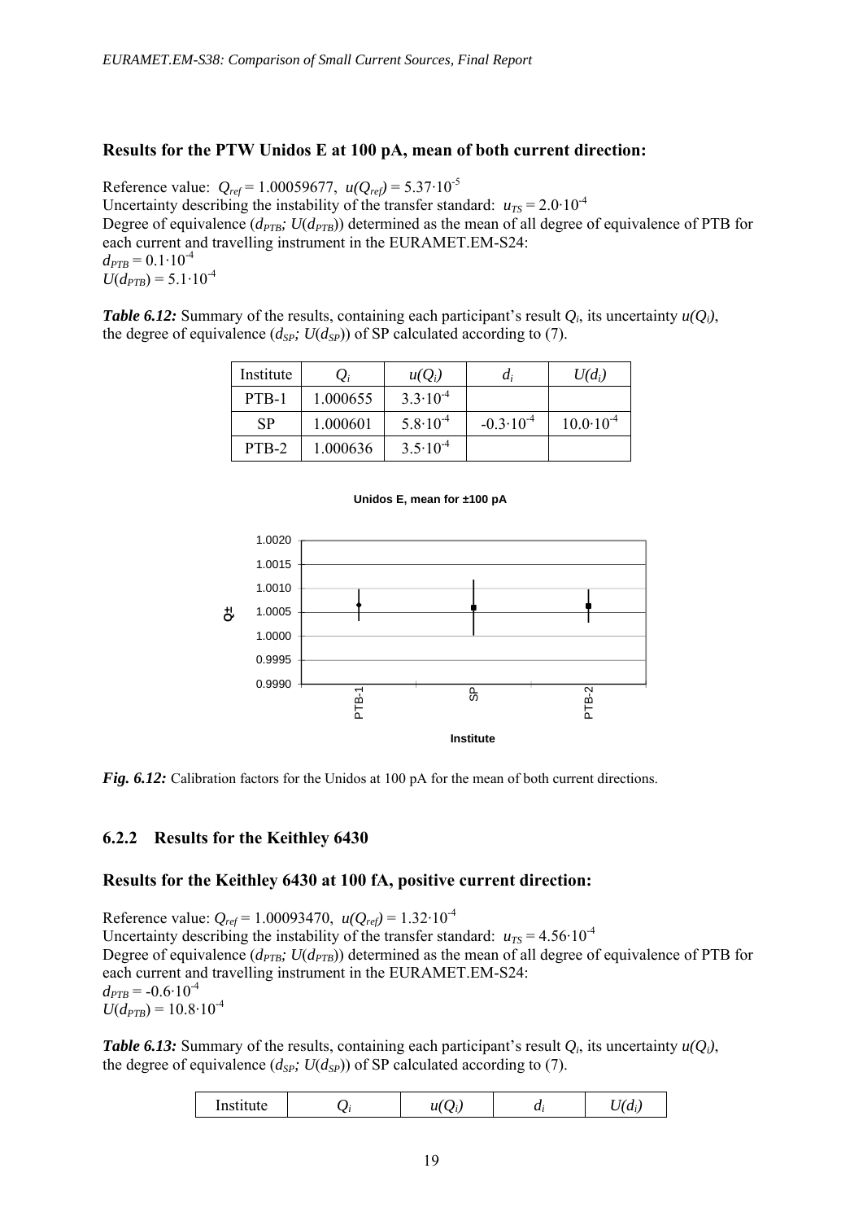### Results for the PTW Unidos E at 100 pA, mean of both current direction:

Reference value: $Q_{ref} = 1.00059677$, $u(Q_{ref}) = 5.37 \cdot 10^{-5}$
Uncertainty describing the instability of the transfer standard: $u_{TS} = 2.0 \cdot 10^{-4}$
Degree of equivalence ($d_{PTB}$; $U(d_{PTB})$) determined as the mean of all degree of equivalence of PTB for each current and travelling instrument in the EURAMET.EM-S24:
$d_{PTB} = 0.1 \cdot 10^{-4}$
$U(d_{PTB}) = 5.1 \cdot 10^{-4}$

***Table 6.12:*** Summary of the results, containing each participant's result $Q_i$, its uncertainty $u(Q_i)$, the degree of equivalence ($d_{SP}$; $U(d_{SP})$) of SP calculated according to (7).

| Institute | $Q_i$ | $u(Q_i)$ | $d_i$ | $U(d_i)$ |
|---|---|---|---|---|
| PTB-1 | 1.000655 | $3.3 \cdot 10^{-4}$ | | |
| SP | 1.000601 | $5.8 \cdot 10^{-4}$ | $-0.3 \cdot 10^{-4}$ | $10.0 \cdot 10^{-4}$ |
| PTB-2 | 1.000636 | $3.5 \cdot 10^{-4}$ | | |

***Fig. 6.12:*** Calibration factors for the Unidos at 100 pA for the mean of both current directions.

### 6.2.2 Results for the Keithley 6430

### Results for the Keithley 6430 at 100 fA, positive current direction:

Reference value: $Q_{ref} = 1.00093470$, $u(Q_{ref}) = 1.32 \cdot 10^{-4}$
Uncertainty describing the instability of the transfer standard: $u_{TS} = 4.56 \cdot 10^{-4}$
Degree of equivalence ($d_{PTB}$; $U(d_{PTB})$) determined as the mean of all degree of equivalence of PTB for each current and travelling instrument in the EURAMET.EM-S24:
$d_{PTB} = -0.6 \cdot 10^{-4}$
$U(d_{PTB}) = 10.8 \cdot 10^{-4}$

***Table 6.13:*** Summary of the results, containing each participant's result $Q_i$, its uncertainty $u(Q_i)$, the degree of equivalence ($d_{SP}$; $U(d_{SP})$) of SP calculated according to (7).

| Institute | $Q_i$ | $u(Q_i)$ | $d_i$ | $U(d_i)$ |
|---|---|---|---|---|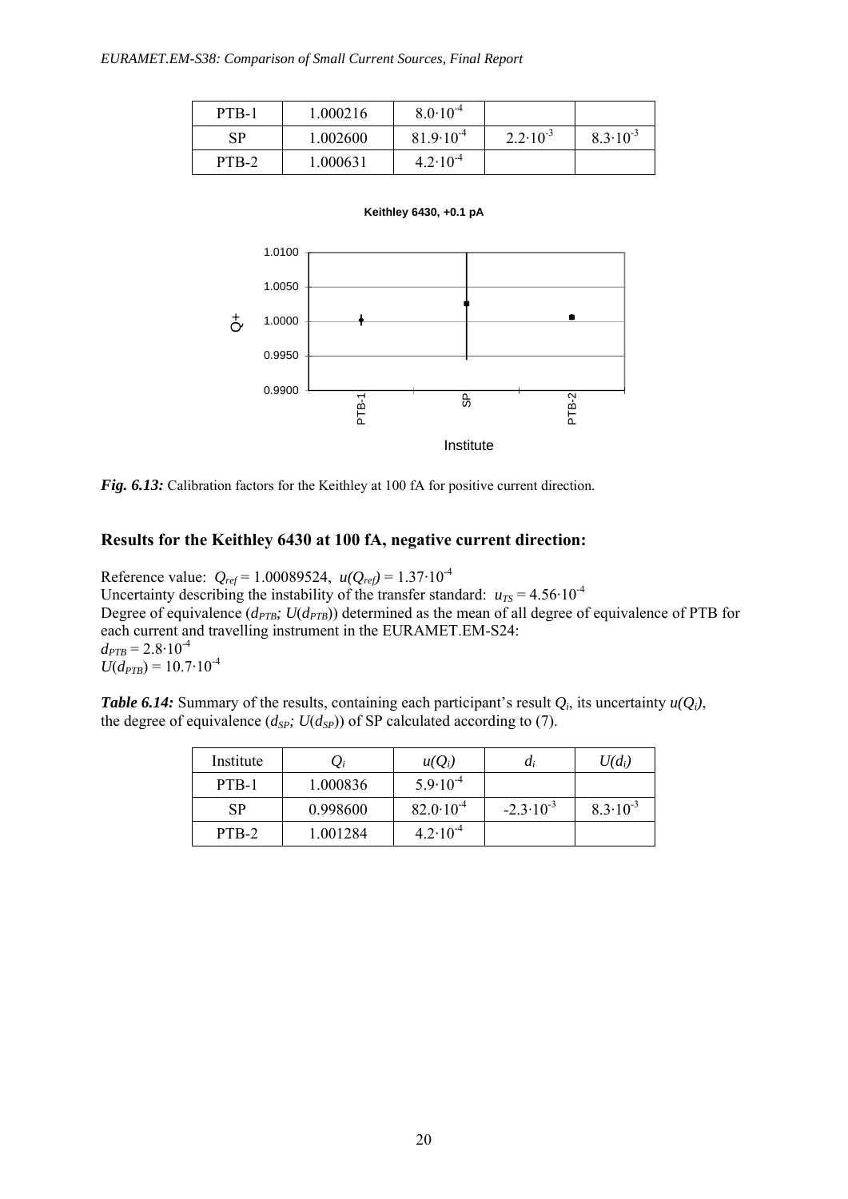| PTB-1 | 1.000216 | $8.0\cdot10^{-4}$ | | |
|---|---|---|---|---|
| SP | 1.002600 | $81.9\cdot10^{-4}$ | $2.2\cdot10^{-3}$ | $8.3\cdot10^{-3}$ |
| PTB-2 | 1.000631 | $4.2\cdot10^{-4}$ | | |

***Fig. 6.13:*** Calibration factors for the Keithley at 100 fA for positive current direction.

### Results for the Keithley 6430 at 100 fA, negative current direction:

Reference value: $Q_{ref} = 1.00089524$, $u(Q_{ref}) = 1.37\cdot10^{-4}$
Uncertainty describing the instability of the transfer standard: $u_{TS} = 4.56\cdot10^{-4}$
Degree of equivalence ($d_{PTB}$; $U(d_{PTB})$) determined as the mean of all degree of equivalence of PTB for each current and travelling instrument in the EURAMET.EM-S24:
$d_{PTB} = 2.8\cdot10^{-4}$
$U(d_{PTB}) = 10.7\cdot10^{-4}$

***Table 6.14:*** Summary of the results, containing each participant's result $Q_i$, its uncertainty $u(Q_i)$, the degree of equivalence ($d_{SP}$; $U(d_{SP})$) of SP calculated according to (7).

| Institute | $Q_i$ | $u(Q_i)$ | $d_i$ | $U(d_i)$ |
|---|---|---|---|---|
| PTB-1 | 1.000836 | $5.9\cdot10^{-4}$ | | |
| SP | 0.998600 | $82.0\cdot10^{-4}$ | $-2.3\cdot10^{-3}$ | $8.3\cdot10^{-3}$ |
| PTB-2 | 1.001284 | $4.2\cdot10^{-4}$ | | |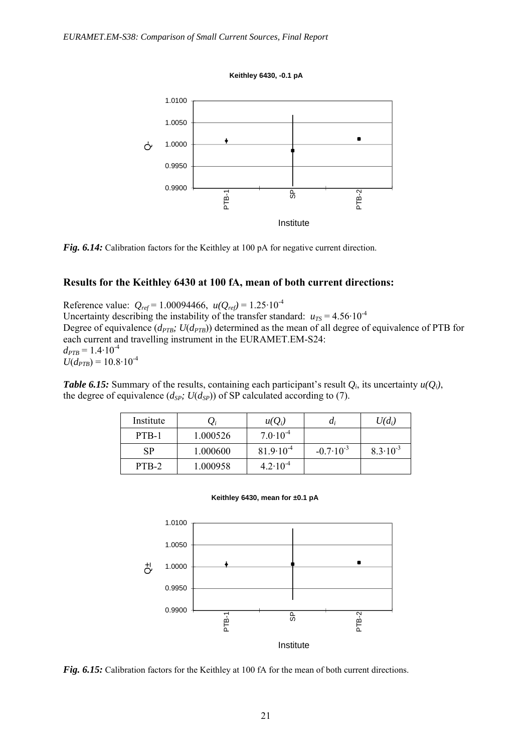Keithley 6430, -0.1 pA

*Fig. 6.14:* Calibration factors for the Keithley at 100 pA for negative current direction.

### Results for the Keithley 6430 at 100 fA, mean of both current directions:

Reference value: $Q_{ref} = 1.00094466$, $u(Q_{ref}) = 1.25 \cdot 10^{-4}$
Uncertainty describing the instability of the transfer standard: $u_{TS} = 4.56 \cdot 10^{-4}$
Degree of equivalence ($d_{PTB}$; $U(d_{PTB})$) determined as the mean of all degree of equivalence of PTB for each current and travelling instrument in the EURAMET.EM-S24:
$d_{PTB} = 1.4 \cdot 10^{-4}$
$U(d_{PTB}) = 10.8 \cdot 10^{-4}$

***Table 6.15:*** Summary of the results, containing each participant's result $Q_i$, its uncertainty $u(Q_i)$, the degree of equivalence ($d_{SP}$; $U(d_{SP})$) of SP calculated according to (7).

| Institute | $Q_i$ | $u(Q_i)$ | $d_i$ | $U(d_i)$ |
|---|---|---|---|---|
| PTB-1 | 1.000526 | $7.0 \cdot 10^{-4}$ | | |
| SP | 1.000600 | $81.9 \cdot 10^{-4}$ | $-0.7 \cdot 10^{-3}$ | $8.3 \cdot 10^{-3}$ |
| PTB-2 | 1.000958 | $4.2 \cdot 10^{-4}$ | | |

Keithley 6430, mean for ±0.1 pA

*Fig. 6.15:* Calibration factors for the Keithley at 100 fA for the mean of both current directions.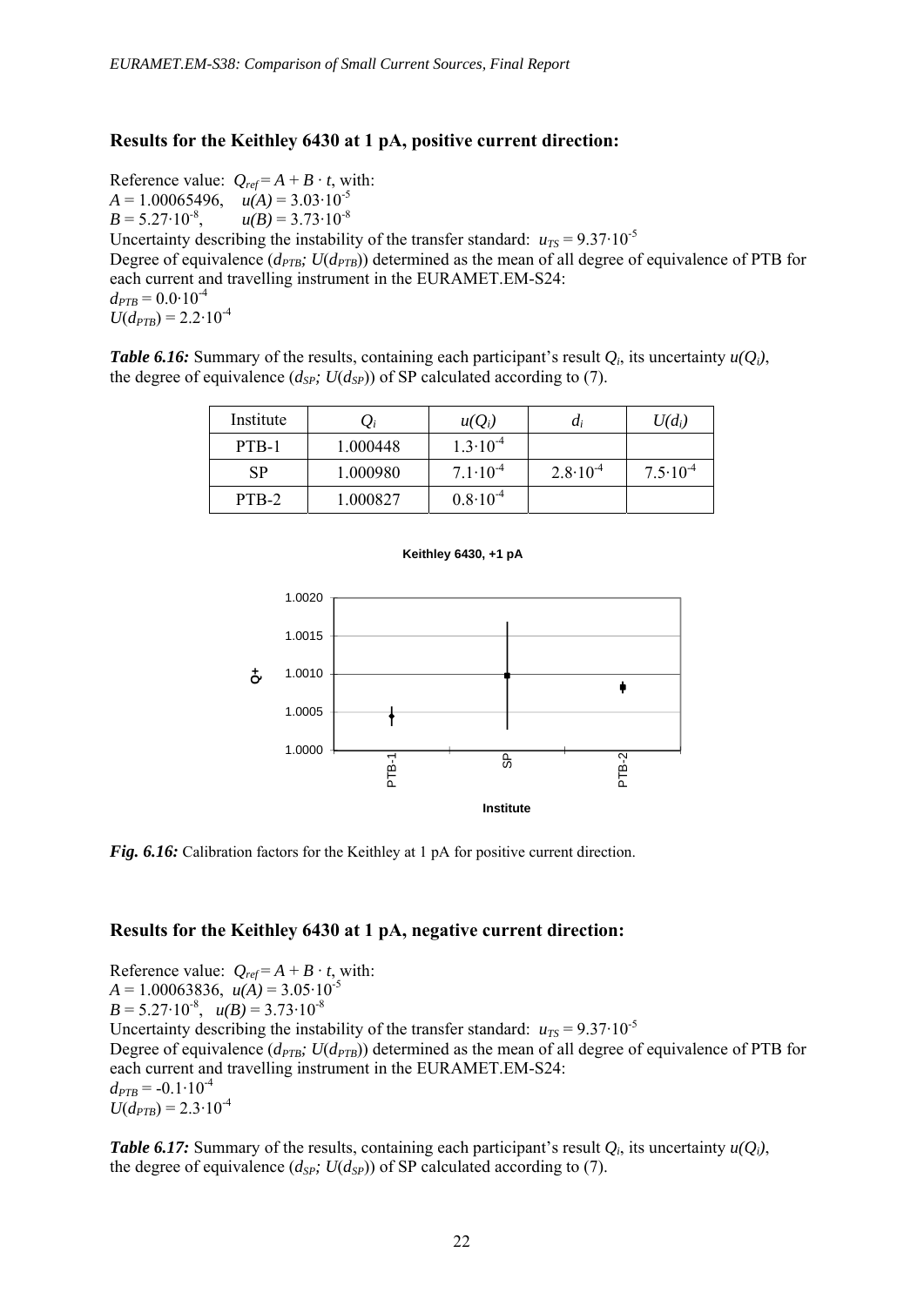### Results for the Keithley 6430 at 1 pA, positive current direction:

Reference value: $Q_{ref} = A + B \cdot t$, with:
$A = 1.00065496$, $u(A) = 3.03 \cdot 10^{-5}$
$B = 5.27 \cdot 10^{-8}$, $u(B) = 3.73 \cdot 10^{-8}$
Uncertainty describing the instability of the transfer standard: $u_{TS} = 9.37 \cdot 10^{-5}$
Degree of equivalence ($d_{PTB}$; $U(d_{PTB})$) determined as the mean of all degree of equivalence of PTB for each current and travelling instrument in the EURAMET.EM-S24:
$d_{PTB} = 0.0 \cdot 10^{-4}$
$U(d_{PTB}) = 2.2 \cdot 10^{-4}$

***Table 6.16:*** Summary of the results, containing each participant's result $Q_i$, its uncertainty $u(Q_i)$, the degree of equivalence ($d_{SP}$; $U(d_{SP})$) of SP calculated according to (7).

| Institute | $Q_i$ | $u(Q_i)$ | $d_i$ | $U(d_i)$ |
|---|---|---|---|---|
| PTB-1 | 1.000448 | $1.3 \cdot 10^{-4}$ | | |
| SP | 1.000980 | $7.1 \cdot 10^{-4}$ | $2.8 \cdot 10^{-4}$ | $7.5 \cdot 10^{-4}$ |
| PTB-2 | 1.000827 | $0.8 \cdot 10^{-4}$ | | |

***Fig. 6.16:*** Calibration factors for the Keithley at 1 pA for positive current direction.

### Results for the Keithley 6430 at 1 pA, negative current direction:

Reference value: $Q_{ref} = A + B \cdot t$, with:
$A = 1.00063836$, $u(A) = 3.05 \cdot 10^{-5}$
$B = 5.27 \cdot 10^{-8}$, $u(B) = 3.73 \cdot 10^{-8}$
Uncertainty describing the instability of the transfer standard: $u_{TS} = 9.37 \cdot 10^{-5}$
Degree of equivalence ($d_{PTB}$; $U(d_{PTB})$) determined as the mean of all degree of equivalence of PTB for each current and travelling instrument in the EURAMET.EM-S24:
$d_{PTB} = -0.1 \cdot 10^{-4}$
$U(d_{PTB}) = 2.3 \cdot 10^{-4}$

***Table 6.17:*** Summary of the results, containing each participant's result $Q_i$, its uncertainty $u(Q_i)$, the degree of equivalence ($d_{SP}$; $U(d_{SP})$) of SP calculated according to (7).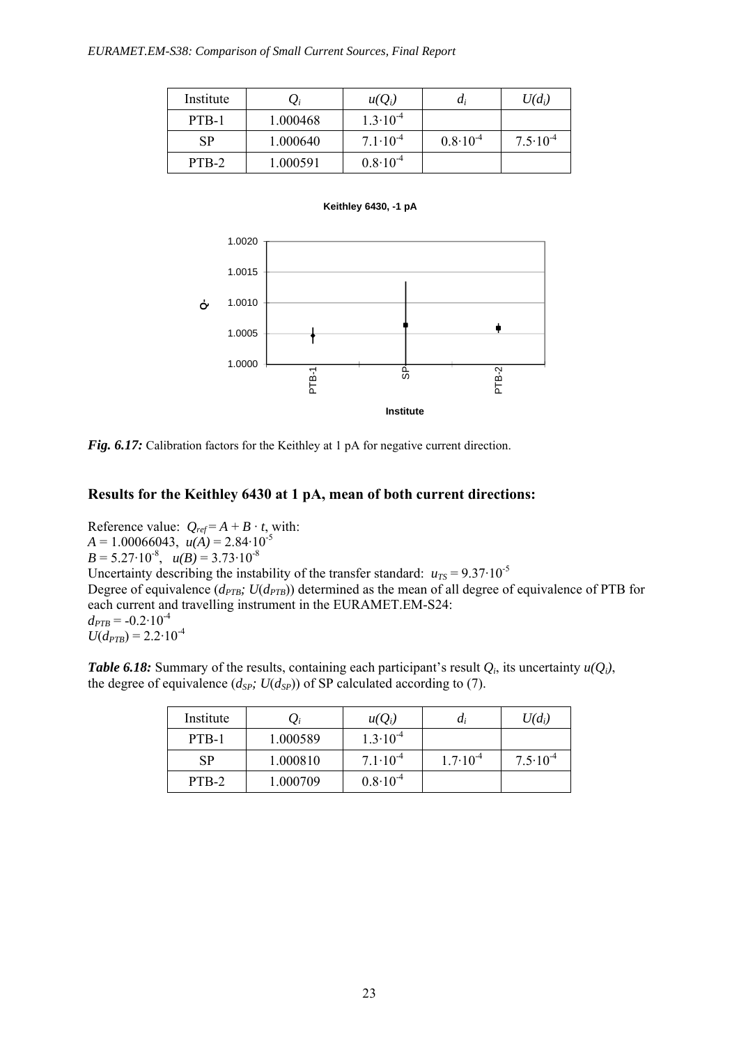| Institute | $Q_i$ | $u(Q_i)$ | $d_i$ | $U(d_i)$ |
|---|---|---|---|---|
| PTB-1 | 1.000468 | $1.3 \cdot 10^{-4}$ | | |
| SP | 1.000640 | $7.1 \cdot 10^{-4}$ | $0.8 \cdot 10^{-4}$ | $7.5 \cdot 10^{-4}$ |
| PTB-2 | 1.000591 | $0.8 \cdot 10^{-4}$ | | |

***Fig. 6.17:*** Calibration factors for the Keithley at 1 pA for negative current direction.

### Results for the Keithley 6430 at 1 pA, mean of both current directions:

Reference value: $Q_{ref} = A + B \cdot t$, with:
$A = 1.00066043$, $u(A) = 2.84 \cdot 10^{-5}$
$B = 5.27 \cdot 10^{-8}$, $u(B) = 3.73 \cdot 10^{-8}$
Uncertainty describing the instability of the transfer standard: $u_{TS} = 9.37 \cdot 10^{-5}$
Degree of equivalence ($d_{PTB}$; $U(d_{PTB})$) determined as the mean of all degree of equivalence of PTB for each current and travelling instrument in the EURAMET.EM-S24:
$d_{PTB} = -0.2 \cdot 10^{-4}$
$U(d_{PTB}) = 2.2 \cdot 10^{-4}$

***Table 6.18:*** Summary of the results, containing each participant's result $Q_i$, its uncertainty $u(Q_i)$, the degree of equivalence ($d_{SP}$; $U(d_{SP})$) of SP calculated according to (7).

| Institute | $Q_i$ | $u(Q_i)$ | $d_i$ | $U(d_i)$ |
|---|---|---|---|---|
| PTB-1 | 1.000589 | $1.3 \cdot 10^{-4}$ | | |
| SP | 1.000810 | $7.1 \cdot 10^{-4}$ | $1.7 \cdot 10^{-4}$ | $7.5 \cdot 10^{-4}$ |
| PTB-2 | 1.000709 | $0.8 \cdot 10^{-4}$ | | |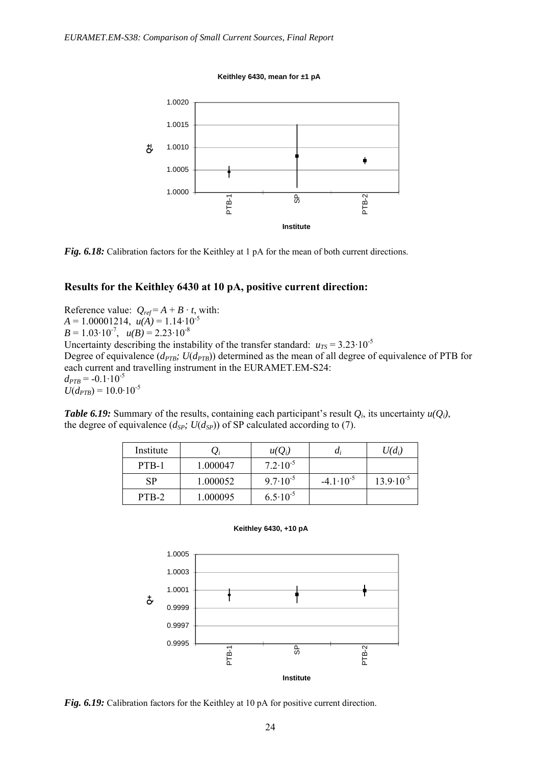Fig. 6.18: Calibration factors for the Keithley at 1 pA for the mean of both current directions.

## Results for the Keithley 6430 at 10 pA, positive current direction:

Reference value: $Q_{ref} = A + B \cdot t$, with:
$A = 1.00001214$, $u(A) = 1.14 \cdot 10^{-5}$
$B = 1.03 \cdot 10^{-7}$, $u(B) = 2.23 \cdot 10^{-8}$
Uncertainty describing the instability of the transfer standard: $u_{TS} = 3.23 \cdot 10^{-5}$
Degree of equivalence ($d_{PTB}$; $U(d_{PTB})$) determined as the mean of all degree of equivalence of PTB for each current and travelling instrument in the EURAMET.EM-S24:
$d_{PTB} = -0.1 \cdot 10^{-5}$
$U(d_{PTB}) = 10.0 \cdot 10^{-5}$

***Table 6.19:*** Summary of the results, containing each participant's result $Q_i$, its uncertainty $u(Q_i)$, the degree of equivalence ($d_{SP}$; $U(d_{SP})$) of SP calculated according to (7).

| Institute | $Q_i$ | $u(Q_i)$ | $d_i$ | $U(d_i)$ |
|---|---|---|---|---|
| PTB-1 | 1.000047 | $7.2 \cdot 10^{-5}$ | | |
| SP | 1.000052 | $9.7 \cdot 10^{-5}$ | $-4.1 \cdot 10^{-5}$ | $13.9 \cdot 10^{-5}$ |
| PTB-2 | 1.000095 | $6.5 \cdot 10^{-5}$ | | |

***Fig. 6.19:*** Calibration factors for the Keithley at 10 pA for positive current direction.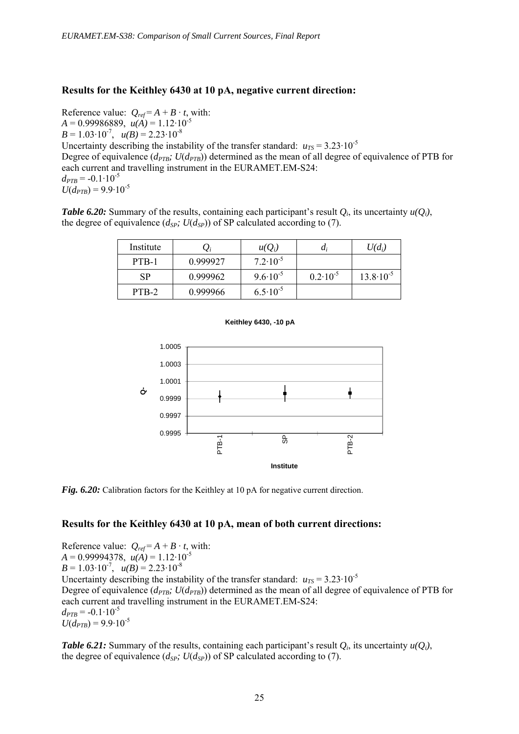### Results for the Keithley 6430 at 10 pA, negative current direction:

Reference value: $Q_{ref} = A + B \cdot t$, with:
$A = 0.99986889$, $u(A) = 1.12 \cdot 10^{-5}$
$B = 1.03 \cdot 10^{-7}$, $u(B) = 2.23 \cdot 10^{-8}$
Uncertainty describing the instability of the transfer standard: $u_{TS} = 3.23 \cdot 10^{-5}$
Degree of equivalence ($d_{PTB}$; $U(d_{PTB})$) determined as the mean of all degree of equivalence of PTB for each current and travelling instrument in the EURAMET.EM-S24:
$d_{PTB} = -0.1 \cdot 10^{-5}$
$U(d_{PTB}) = 9.9 \cdot 10^{-5}$

***Table 6.20:*** Summary of the results, containing each participant's result $Q_i$, its uncertainty $u(Q_i)$, the degree of equivalence ($d_{SP}$; $U(d_{SP})$) of SP calculated according to (7).

| Institute | $Q_i$ | $u(Q_i)$ | $d_i$ | $U(d_i)$ |
|---|---|---|---|---|
| PTB-1 | 0.999927 | $7.2 \cdot 10^{-5}$ | | |
| SP | 0.999962 | $9.6 \cdot 10^{-5}$ | $0.2 \cdot 10^{-5}$ | $13.8 \cdot 10^{-5}$ |
| PTB-2 | 0.999966 | $6.5 \cdot 10^{-5}$ | | |

***Fig. 6.20:*** Calibration factors for the Keithley at 10 pA for negative current direction.

### Results for the Keithley 6430 at 10 pA, mean of both current directions:

Reference value: $Q_{ref} = A + B \cdot t$, with:
$A = 0.99994378$, $u(A) = 1.12 \cdot 10^{-5}$
$B = 1.03 \cdot 10^{-7}$, $u(B) = 2.23 \cdot 10^{-8}$
Uncertainty describing the instability of the transfer standard: $u_{TS} = 3.23 \cdot 10^{-5}$
Degree of equivalence ($d_{PTB}$; $U(d_{PTB})$) determined as the mean of all degree of equivalence of PTB for each current and travelling instrument in the EURAMET.EM-S24:
$d_{PTB} = -0.1 \cdot 10^{-5}$
$U(d_{PTB}) = 9.9 \cdot 10^{-5}$

***Table 6.21:*** Summary of the results, containing each participant's result $Q_i$, its uncertainty $u(Q_i)$, the degree of equivalence ($d_{SP}$; $U(d_{SP})$) of SP calculated according to (7).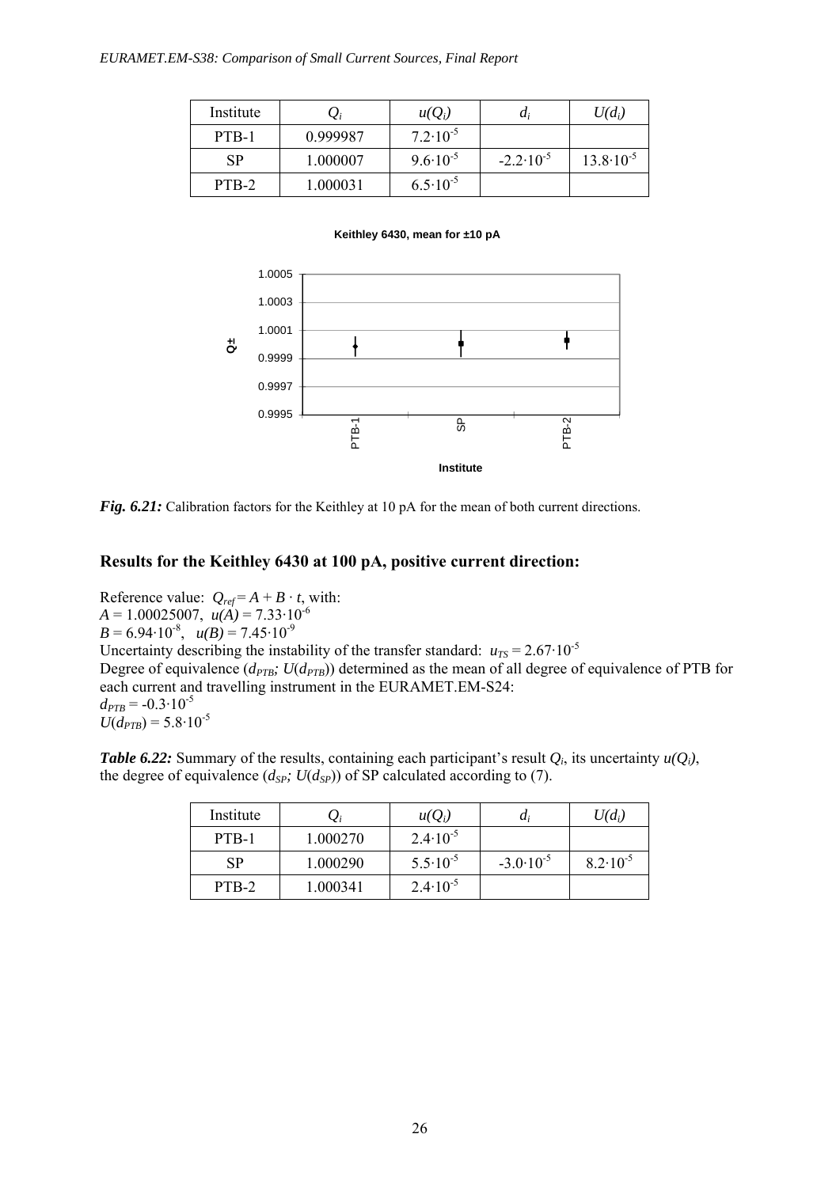| Institute | $Q_i$ | $u(Q_i)$ | $d_i$ | $U(d_i)$ |
|---|---|---|---|---|
| PTB-1 | 0.999987 | $7.2\cdot10^{-5}$ | | |
| SP | 1.000007 | $9.6\cdot10^{-5}$ | $-2.2\cdot10^{-5}$ | $13.8\cdot10^{-5}$ |
| PTB-2 | 1.000031 | $6.5\cdot10^{-5}$ | | |

***Fig. 6.21:*** Calibration factors for the Keithley at 10 pA for the mean of both current directions.

## Results for the Keithley 6430 at 100 pA, positive current direction:

Reference value: $Q_{ref} = A + B \cdot t$, with:
$A = 1.00025007$, $u(A) = 7.33\cdot10^{-6}$
$B = 6.94\cdot10^{-8}$, $u(B) = 7.45\cdot10^{-9}$
Uncertainty describing the instability of the transfer standard: $u_{TS} = 2.67\cdot10^{-5}$
Degree of equivalence ($d_{PTB}$; $U(d_{PTB})$) determined as the mean of all degree of equivalence of PTB for each current and travelling instrument in the EURAMET.EM-S24:
$d_{PTB} = -0.3\cdot10^{-5}$
$U(d_{PTB}) = 5.8\cdot10^{-5}$

***Table 6.22:*** Summary of the results, containing each participant's result $Q_i$, its uncertainty $u(Q_i)$, the degree of equivalence ($d_{SP}$; $U(d_{SP})$) of SP calculated according to (7).

| Institute | $Q_i$ | $u(Q_i)$ | $d_i$ | $U(d_i)$ |
|---|---|---|---|---|
| PTB-1 | 1.000270 | $2.4\cdot10^{-5}$ | | |
| SP | 1.000290 | $5.5\cdot10^{-5}$ | $-3.0\cdot10^{-5}$ | $8.2\cdot10^{-5}$ |
| PTB-2 | 1.000341 | $2.4\cdot10^{-5}$ | | |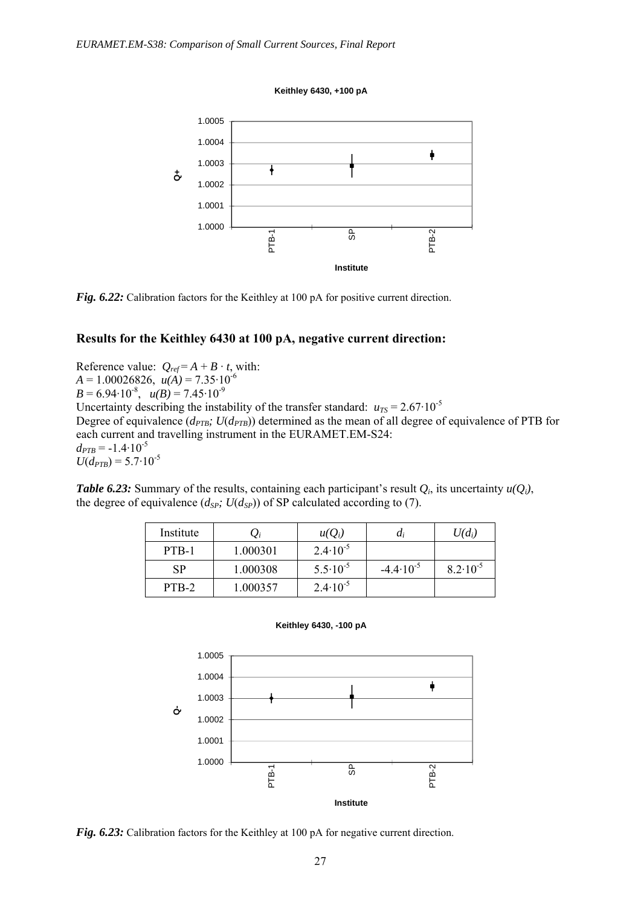**Keithley 6430, +100 pA**

*Fig. 6.22:* Calibration factors for the Keithley at 100 pA for positive current direction.

### Results for the Keithley 6430 at 100 pA, negative current direction:

Reference value: $Q_{ref} = A + B \cdot t$, with:
$A = 1.00026826$, $u(A) = 7.35 \cdot 10^{-6}$
$B = 6.94 \cdot 10^{-8}$, $u(B) = 7.45 \cdot 10^{-9}$
Uncertainty describing the instability of the transfer standard: $u_{TS} = 2.67 \cdot 10^{-5}$
Degree of equivalence ($d_{PTB}$; $U(d_{PTB})$) determined as the mean of all degree of equivalence of PTB for each current and travelling instrument in the EURAMET.EM-S24:
$d_{PTB} = -1.4 \cdot 10^{-5}$
$U(d_{PTB}) = 5.7 \cdot 10^{-5}$

***Table 6.23:*** Summary of the results, containing each participant's result $Q_i$, its uncertainty $u(Q_i)$, the degree of equivalence ($d_{SP}$; $U(d_{SP})$) of SP calculated according to (7).

| Institute | $Q_i$ | $u(Q_i)$ | $d_i$ | $U(d_i)$ |
|---|---|---|---|---|
| PTB-1 | 1.000301 | $2.4 \cdot 10^{-5}$ | | |
| SP | 1.000308 | $5.5 \cdot 10^{-5}$ | $-4.4 \cdot 10^{-5}$ | $8.2 \cdot 10^{-5}$ |
| PTB-2 | 1.000357 | $2.4 \cdot 10^{-5}$ | | |

**Keithley 6430, -100 pA**

*Fig. 6.23:* Calibration factors for the Keithley at 100 pA for negative current direction.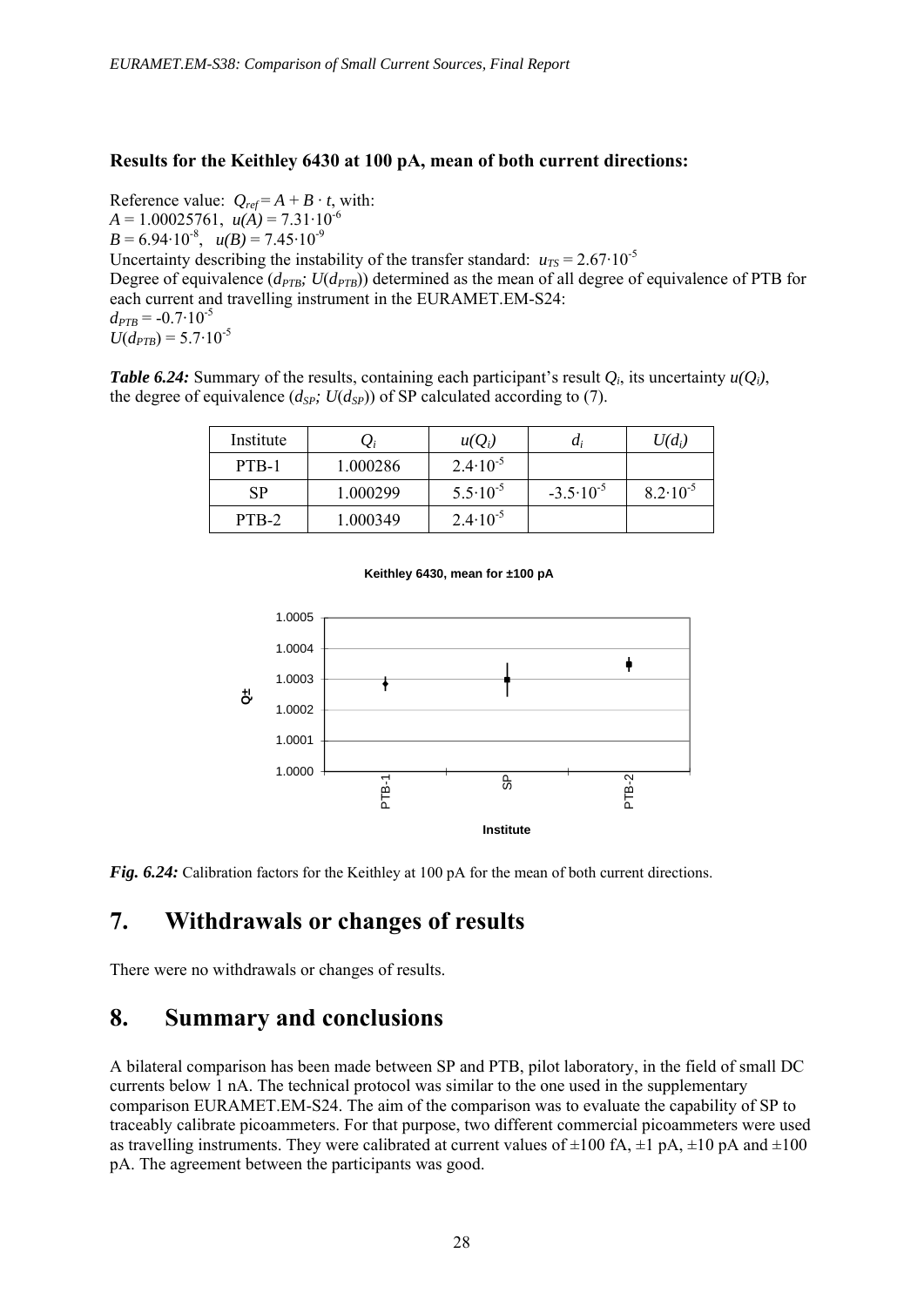**Results for the Keithley 6430 at 100 pA, mean of both current directions:**

Reference value: $Q_{ref} = A + B \cdot t$, with:
$A = 1.00025761$, $u(A) = 7.31 \cdot 10^{-6}$
$B = 6.94 \cdot 10^{-8}$, $u(B) = 7.45 \cdot 10^{-9}$
Uncertainty describing the instability of the transfer standard: $u_{TS} = 2.67 \cdot 10^{-5}$
Degree of equivalence ($d_{PTB}$; $U(d_{PTB})$) determined as the mean of all degree of equivalence of PTB for each current and travelling instrument in the EURAMET.EM-S24:
$d_{PTB} = -0.7 \cdot 10^{-5}$
$U(d_{PTB}) = 5.7 \cdot 10^{-5}$

***Table 6.24:*** Summary of the results, containing each participant's result $Q_i$, its uncertainty $u(Q_i)$, the degree of equivalence ($d_{SP}$; $U(d_{SP})$) of SP calculated according to (7).

| Institute | $Q_i$ | $u(Q_i)$ | $d_i$ | $U(d_i)$ |
|---|---|---|---|---|
| PTB-1 | 1.000286 | $2.4 \cdot 10^{-5}$ | | |
| SP | 1.000299 | $5.5 \cdot 10^{-5}$ | $-3.5 \cdot 10^{-5}$ | $8.2 \cdot 10^{-5}$ |
| PTB-2 | 1.000349 | $2.4 \cdot 10^{-5}$ | | |

***Fig. 6.24:*** Calibration factors for the Keithley at 100 pA for the mean of both current directions.

## 7. Withdrawals or changes of results

There were no withdrawals or changes of results.

## 8. Summary and conclusions

A bilateral comparison has been made between SP and PTB, pilot laboratory, in the field of small DC currents below 1 nA. The technical protocol was similar to the one used in the supplementary comparison EURAMET.EM-S24. The aim of the comparison was to evaluate the capability of SP to traceably calibrate picoammeters. For that purpose, two different commercial picoammeters were used as travelling instruments. They were calibrated at current values of ±100 fA, ±1 pA, ±10 pA and ±100 pA. The agreement between the participants was good.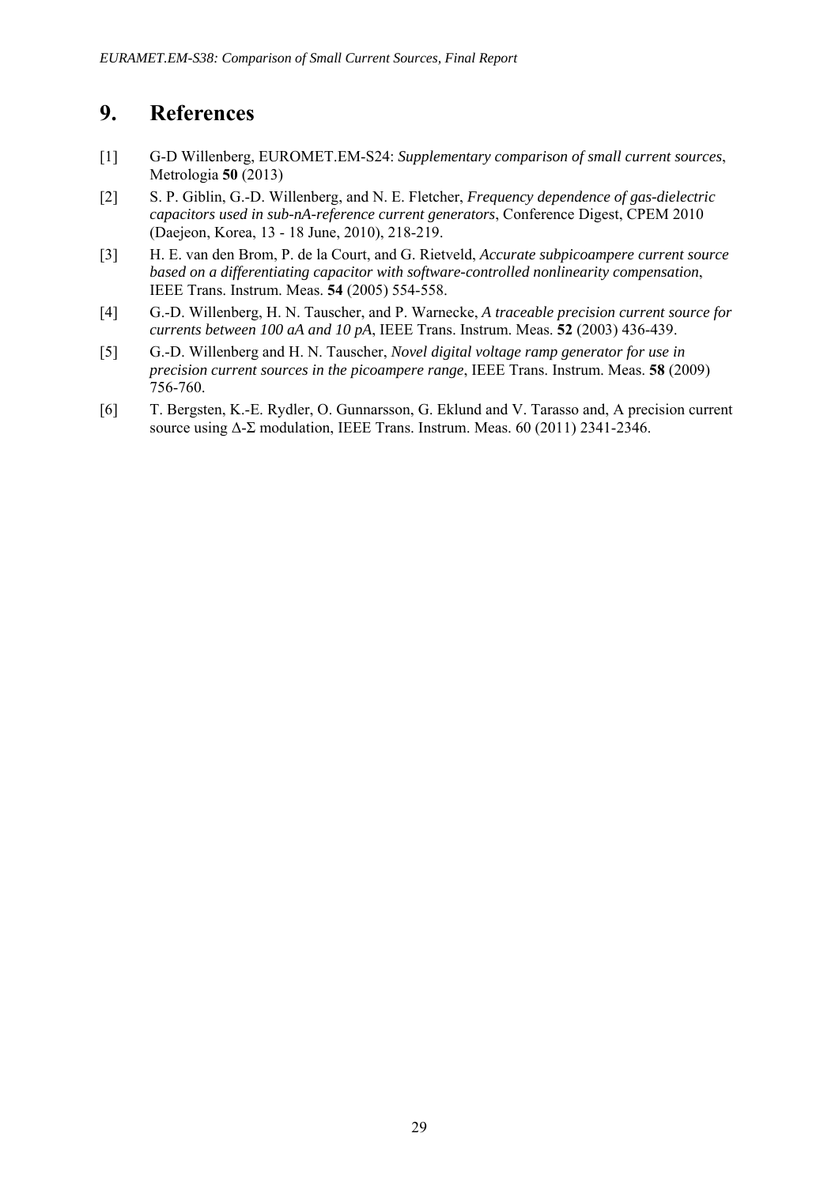# 9. References

[1] G-D Willenberg, EUROMET.EM-S24: *Supplementary comparison of small current sources*, Metrologia **50** (2013)

[2] S. P. Giblin, G.-D. Willenberg, and N. E. Fletcher, *Frequency dependence of gas-dielectric capacitors used in sub-nA-reference current generators*, Conference Digest, CPEM 2010 (Daejeon, Korea, 13 - 18 June, 2010), 218-219.

[3] H. E. van den Brom, P. de la Court, and G. Rietveld, *Accurate subpicoampere current source based on a differentiating capacitor with software-controlled nonlinearity compensation*, IEEE Trans. Instrum. Meas. **54** (2005) 554-558.

[4] G.-D. Willenberg, H. N. Tauscher, and P. Warnecke, *A traceable precision current source for currents between 100 aA and 10 pA*, IEEE Trans. Instrum. Meas. **52** (2003) 436-439.

[5] G.-D. Willenberg and H. N. Tauscher, *Novel digital voltage ramp generator for use in precision current sources in the picoampere range*, IEEE Trans. Instrum. Meas. **58** (2009) 756-760.

[6] T. Bergsten, K.-E. Rydler, O. Gunnarsson, G. Eklund and V. Tarasso and, A precision current source using Δ-Σ modulation, IEEE Trans. Instrum. Meas. 60 (2011) 2341-2346.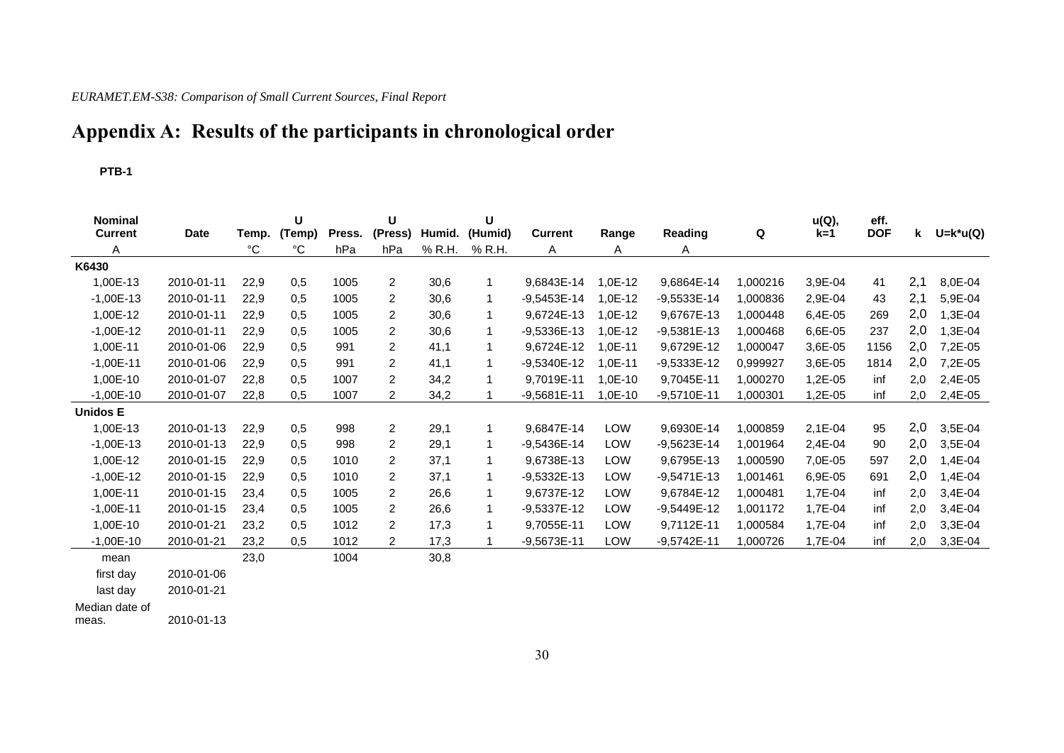## Appendix A: Results of the participants in chronological order

**PTB-1**

| Nominal Current | Date | Temp. | U (Temp) | Press. | U (Press) | Humid. | U (Humid) | Current | Range | Reading | Q | u(Q), k=1 | eff. DOF | k | U=k*u(Q) |
|---|---|---|---|---|---|---|---|---|---|---|---|---|---|---|---|
| A | | °C | °C | hPa | hPa | % R.H. | % R.H. | A | A | A | | | | | |
| **K6430** | | | | | | | | | | | | | | | |
| 1,00E-13 | 2010-01-11 | 22,9 | 0,5 | 1005 | 2 | 30,6 | 1 | 9,6843E-14 | 1,0E-12 | 9,6864E-14 | 1,000216 | 3,9E-04 | 41 | 2,1 | 8,0E-04 |
| -1,00E-13 | 2010-01-11 | 22,9 | 0,5 | 1005 | 2 | 30,6 | 1 | -9,5453E-14 | 1,0E-12 | -9,5533E-14 | 1,000836 | 2,9E-04 | 43 | 2,1 | 5,9E-04 |
| 1,00E-12 | 2010-01-11 | 22,9 | 0,5 | 1005 | 2 | 30,6 | 1 | 9,6724E-13 | 1,0E-12 | 9,6767E-13 | 1,000448 | 6,4E-05 | 269 | 2,0 | 1,3E-04 |
| -1,00E-12 | 2010-01-11 | 22,9 | 0,5 | 1005 | 2 | 30,6 | 1 | -9,5336E-13 | 1,0E-12 | -9,5381E-13 | 1,000468 | 6,6E-05 | 237 | 2,0 | 1,3E-04 |
| 1,00E-11 | 2010-01-06 | 22,9 | 0,5 | 991 | 2 | 41,1 | 1 | 9,6724E-12 | 1,0E-11 | 9,6729E-12 | 1,000047 | 3,6E-05 | 1156 | 2,0 | 7,2E-05 |
| -1,00E-11 | 2010-01-06 | 22,9 | 0,5 | 991 | 2 | 41,1 | 1 | -9,5340E-12 | 1,0E-11 | -9,5333E-12 | 0,999927 | 3,6E-05 | 1814 | 2,0 | 7,2E-05 |
| 1,00E-10 | 2010-01-07 | 22,8 | 0,5 | 1007 | 2 | 34,2 | 1 | 9,7019E-11 | 1,0E-10 | 9,7045E-11 | 1,000270 | 1,2E-05 | inf | 2,0 | 2,4E-05 |
| -1,00E-10 | 2010-01-07 | 22,8 | 0,5 | 1007 | 2 | 34,2 | 1 | -9,5681E-11 | 1,0E-10 | -9,5710E-11 | 1,000301 | 1,2E-05 | inf | 2,0 | 2,4E-05 |
| **Unidos E** | | | | | | | | | | | | | | | |
| 1,00E-13 | 2010-01-13 | 22,9 | 0,5 | 998 | 2 | 29,1 | 1 | 9,6847E-14 | LOW | 9,6930E-14 | 1,000859 | 2,1E-04 | 95 | 2,0 | 3,5E-04 |
| -1,00E-13 | 2010-01-13 | 22,9 | 0,5 | 998 | 2 | 29,1 | 1 | -9,5436E-14 | LOW | -9,5623E-14 | 1,001964 | 2,4E-04 | 90 | 2,0 | 3,5E-04 |
| 1,00E-12 | 2010-01-15 | 22,9 | 0,5 | 1010 | 2 | 37,1 | 1 | 9,6738E-13 | LOW | 9,6795E-13 | 1,000590 | 7,0E-05 | 597 | 2,0 | 1,4E-04 |
| -1,00E-12 | 2010-01-15 | 22,9 | 0,5 | 1010 | 2 | 37,1 | 1 | -9,5332E-13 | LOW | -9,5471E-13 | 1,001461 | 6,9E-05 | 691 | 2,0 | 1,4E-04 |
| 1,00E-11 | 2010-01-15 | 23,4 | 0,5 | 1005 | 2 | 26,6 | 1 | 9,6737E-12 | LOW | 9,6784E-12 | 1,000481 | 1,7E-04 | inf | 2,0 | 3,4E-04 |
| -1,00E-11 | 2010-01-15 | 23,4 | 0,5 | 1005 | 2 | 26,6 | 1 | -9,5337E-12 | LOW | -9,5449E-12 | 1,001172 | 1,7E-04 | inf | 2,0 | 3,4E-04 |
| 1,00E-10 | 2010-01-21 | 23,2 | 0,5 | 1012 | 2 | 17,3 | 1 | 9,7055E-11 | LOW | 9,7112E-11 | 1,000584 | 1,7E-04 | inf | 2,0 | 3,3E-04 |
| -1,00E-10 | 2010-01-21 | 23,2 | 0,5 | 1012 | 2 | 17,3 | 1 | -9,5673E-11 | LOW | -9,5742E-11 | 1,000726 | 1,7E-04 | inf | 2,0 | 3,3E-04 |
| mean | | 23,0 | | 1004 | | 30,8 | | | | | | | | | |
| first day | 2010-01-06 | | | | | | | | | | | | | | |
| last day | 2010-01-21 | | | | | | | | | | | | | | |
| Median date of meas. | 2010-01-13 | | | | | | | | | | | | | | |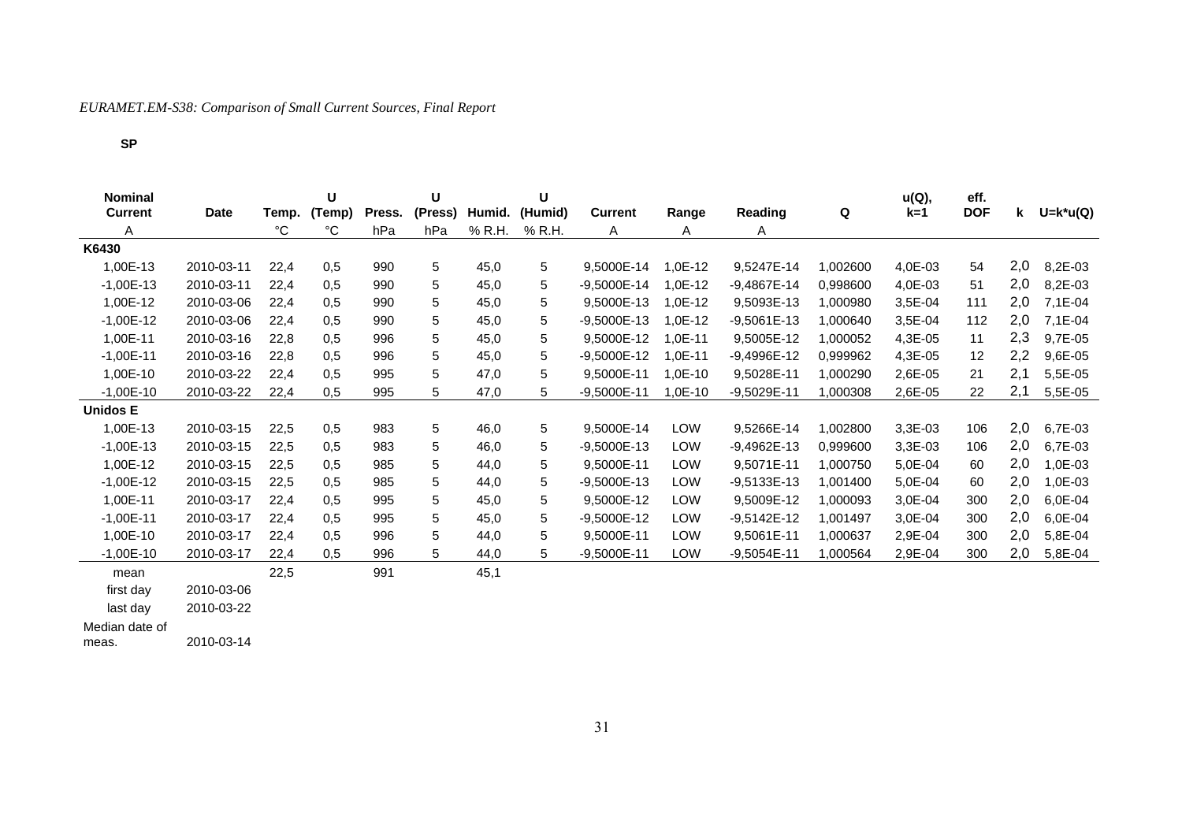**SP**

| Nominal Current | Date | Temp. | U (Temp) | Press. | U (Press) | Humid. | U (Humid) | Current | Range | Reading | Q | u(Q), k=1 | eff. DOF | k | U=k*u(Q) |
|---|---|---|---|---|---|---|---|---|---|---|---|---|---|---|---|
| A | | °C | °C | hPa | hPa | % R.H. | % R.H. | A | A | A | | | | | |
| **K6430** | | | | | | | | | | | | | | | |
| 1,00E-13 | 2010-03-11 | 22,4 | 0,5 | 990 | 5 | 45,0 | 5 | 9,5000E-14 | 1,0E-12 | 9,5247E-14 | 1,002600 | 4,0E-03 | 54 | 2,0 | 8,2E-03 |
| -1,00E-13 | 2010-03-11 | 22,4 | 0,5 | 990 | 5 | 45,0 | 5 | -9,5000E-14 | 1,0E-12 | -9,4867E-14 | 0,998600 | 4,0E-03 | 51 | 2,0 | 8,2E-03 |
| 1,00E-12 | 2010-03-06 | 22,4 | 0,5 | 990 | 5 | 45,0 | 5 | 9,5000E-13 | 1,0E-12 | 9,5093E-13 | 1,000980 | 3,5E-04 | 111 | 2,0 | 7,1E-04 |
| -1,00E-12 | 2010-03-06 | 22,4 | 0,5 | 990 | 5 | 45,0 | 5 | -9,5000E-13 | 1,0E-12 | -9,5061E-13 | 1,000640 | 3,5E-04 | 112 | 2,0 | 7,1E-04 |
| 1,00E-11 | 2010-03-16 | 22,8 | 0,5 | 996 | 5 | 45,0 | 5 | 9,5000E-12 | 1,0E-11 | 9,5005E-12 | 1,000052 | 4,3E-05 | 11 | 2,3 | 9,7E-05 |
| -1,00E-11 | 2010-03-16 | 22,8 | 0,5 | 996 | 5 | 45,0 | 5 | -9,5000E-12 | 1,0E-11 | -9,4996E-12 | 0,999962 | 4,3E-05 | 12 | 2,2 | 9,6E-05 |
| 1,00E-10 | 2010-03-22 | 22,4 | 0,5 | 995 | 5 | 47,0 | 5 | 9,5000E-11 | 1,0E-10 | 9,5028E-11 | 1,000290 | 2,6E-05 | 21 | 2,1 | 5,5E-05 |
| -1,00E-10 | 2010-03-22 | 22,4 | 0,5 | 995 | 5 | 47,0 | 5 | -9,5000E-11 | 1,0E-10 | -9,5029E-11 | 1,000308 | 2,6E-05 | 22 | 2,1 | 5,5E-05 |
| **Unidos E** | | | | | | | | | | | | | | | |
| 1,00E-13 | 2010-03-15 | 22,5 | 0,5 | 983 | 5 | 46,0 | 5 | 9,5000E-14 | LOW | 9,5266E-14 | 1,002800 | 3,3E-03 | 106 | 2,0 | 6,7E-03 |
| -1,00E-13 | 2010-03-15 | 22,5 | 0,5 | 983 | 5 | 46,0 | 5 | -9,5000E-13 | LOW | -9,4962E-13 | 0,999600 | 3,3E-03 | 106 | 2,0 | 6,7E-03 |
| 1,00E-12 | 2010-03-15 | 22,5 | 0,5 | 985 | 5 | 44,0 | 5 | 9,5000E-11 | LOW | 9,5071E-11 | 1,000750 | 5,0E-04 | 60 | 2,0 | 1,0E-03 |
| -1,00E-12 | 2010-03-15 | 22,5 | 0,5 | 985 | 5 | 44,0 | 5 | -9,5000E-13 | LOW | -9,5133E-13 | 1,001400 | 5,0E-04 | 60 | 2,0 | 1,0E-03 |
| 1,00E-11 | 2010-03-17 | 22,4 | 0,5 | 995 | 5 | 45,0 | 5 | 9,5000E-12 | LOW | 9,5009E-12 | 1,000093 | 3,0E-04 | 300 | 2,0 | 6,0E-04 |
| -1,00E-11 | 2010-03-17 | 22,4 | 0,5 | 995 | 5 | 45,0 | 5 | -9,5000E-12 | LOW | -9,5142E-12 | 1,001497 | 3,0E-04 | 300 | 2,0 | 6,0E-04 |
| 1,00E-10 | 2010-03-17 | 22,4 | 0,5 | 996 | 5 | 44,0 | 5 | 9,5000E-11 | LOW | 9,5061E-11 | 1,000637 | 2,9E-04 | 300 | 2,0 | 5,8E-04 |
| -1,00E-10 | 2010-03-17 | 22,4 | 0,5 | 996 | 5 | 44,0 | 5 | -9,5000E-11 | LOW | -9,5054E-11 | 1,000564 | 2,9E-04 | 300 | 2,0 | 5,8E-04 |
| mean | | 22,5 | | 991 | | 45,1 | | | | | | | | | |
| first day | 2010-03-06 | | | | | | | | | | | | | | |
| last day | 2010-03-22 | | | | | | | | | | | | | | |
| Median date of meas. | 2010-03-14 | | | | | | | | | | | | | | |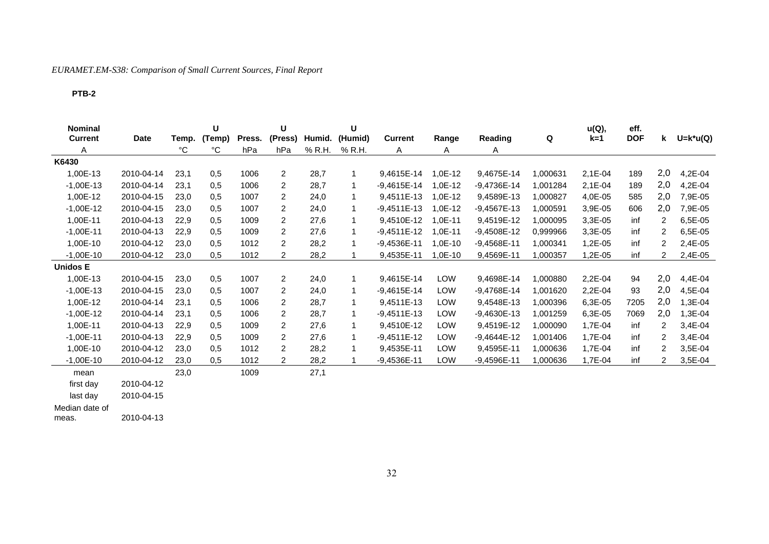**PTB-2**

| Nominal Current | Date | Temp. | U (Temp) | Press. | U (Press) | Humid. | U (Humid) | Current | Range | Reading | Q | u(Q), k=1 | eff. DOF | k | U=k*u(Q) |
|---|---|---|---|---|---|---|---|---|---|---|---|---|---|---|---|
| A | | °C | °C | hPa | hPa | % R.H. | % R.H. | A | A | A | | | | | |
| **K6430** | | | | | | | | | | | | | | | |
| 1,00E-13 | 2010-04-14 | 23,1 | 0,5 | 1006 | 2 | 28,7 | 1 | 9,4615E-14 | 1,0E-12 | 9,4675E-14 | 1,000631 | 2,1E-04 | 189 | 2,0 | 4,2E-04 |
| -1,00E-13 | 2010-04-14 | 23,1 | 0,5 | 1006 | 2 | 28,7 | 1 | -9,4615E-14 | 1,0E-12 | -9,4736E-14 | 1,001284 | 2,1E-04 | 189 | 2,0 | 4,2E-04 |
| 1,00E-12 | 2010-04-15 | 23,0 | 0,5 | 1007 | 2 | 24,0 | 1 | 9,4511E-13 | 1,0E-12 | 9,4589E-13 | 1,000827 | 4,0E-05 | 585 | 2,0 | 7,9E-05 |
| -1,00E-12 | 2010-04-15 | 23,0 | 0,5 | 1007 | 2 | 24,0 | 1 | -9,4511E-13 | 1,0E-12 | -9,4567E-13 | 1,000591 | 3,9E-05 | 606 | 2,0 | 7,9E-05 |
| 1,00E-11 | 2010-04-13 | 22,9 | 0,5 | 1009 | 2 | 27,6 | 1 | 9,4510E-12 | 1,0E-11 | 9,4519E-12 | 1,000095 | 3,3E-05 | inf | 2 | 6,5E-05 |
| -1,00E-11 | 2010-04-13 | 22,9 | 0,5 | 1009 | 2 | 27,6 | 1 | -9,4511E-12 | 1,0E-11 | -9,4508E-12 | 0,999966 | 3,3E-05 | inf | 2 | 6,5E-05 |
| 1,00E-10 | 2010-04-12 | 23,0 | 0,5 | 1012 | 2 | 28,2 | 1 | -9,4536E-11 | 1,0E-10 | -9,4568E-11 | 1,000341 | 1,2E-05 | inf | 2 | 2,4E-05 |
| -1,00E-10 | 2010-04-12 | 23,0 | 0,5 | 1012 | 2 | 28,2 | 1 | 9,4535E-11 | 1,0E-10 | 9,4569E-11 | 1,000357 | 1,2E-05 | inf | 2 | 2,4E-05 |
| **Unidos E** | | | | | | | | | | | | | | | |
| 1,00E-13 | 2010-04-15 | 23,0 | 0,5 | 1007 | 2 | 24,0 | 1 | 9,4615E-14 | LOW | 9,4698E-14 | 1,000880 | 2,2E-04 | 94 | 2,0 | 4,4E-04 |
| -1,00E-13 | 2010-04-15 | 23,0 | 0,5 | 1007 | 2 | 24,0 | 1 | -9,4615E-14 | LOW | -9,4768E-14 | 1,001620 | 2,2E-04 | 93 | 2,0 | 4,5E-04 |
| 1,00E-12 | 2010-04-14 | 23,1 | 0,5 | 1006 | 2 | 28,7 | 1 | 9,4511E-13 | LOW | 9,4548E-13 | 1,000396 | 6,3E-05 | 7205 | 2,0 | 1,3E-04 |
| -1,00E-12 | 2010-04-14 | 23,1 | 0,5 | 1006 | 2 | 28,7 | 1 | -9,4511E-13 | LOW | -9,4630E-13 | 1,001259 | 6,3E-05 | 7069 | 2,0 | 1,3E-04 |
| 1,00E-11 | 2010-04-13 | 22,9 | 0,5 | 1009 | 2 | 27,6 | 1 | 9,4510E-12 | LOW | 9,4519E-12 | 1,000090 | 1,7E-04 | inf | 2 | 3,4E-04 |
| -1,00E-11 | 2010-04-13 | 22,9 | 0,5 | 1009 | 2 | 27,6 | 1 | -9,4511E-12 | LOW | -9,4644E-12 | 1,001406 | 1,7E-04 | inf | 2 | 3,4E-04 |
| 1,00E-10 | 2010-04-12 | 23,0 | 0,5 | 1012 | 2 | 28,2 | 1 | 9,4535E-11 | LOW | 9,4595E-11 | 1,000636 | 1,7E-04 | inf | 2 | 3,5E-04 |
| -1,00E-10 | 2010-04-12 | 23,0 | 0,5 | 1012 | 2 | 28,2 | 1 | -9,4536E-11 | LOW | -9,4596E-11 | 1,000636 | 1,7E-04 | inf | 2 | 3,5E-04 |
| mean | | 23,0 | | 1009 | | 27,1 | | | | | | | | | |
| first day | 2010-04-12 | | | | | | | | | | | | | | |
| last day | 2010-04-15 | | | | | | | | | | | | | | |
| Median date of meas. | 2010-04-13 | | | | | | | | | | | | | | |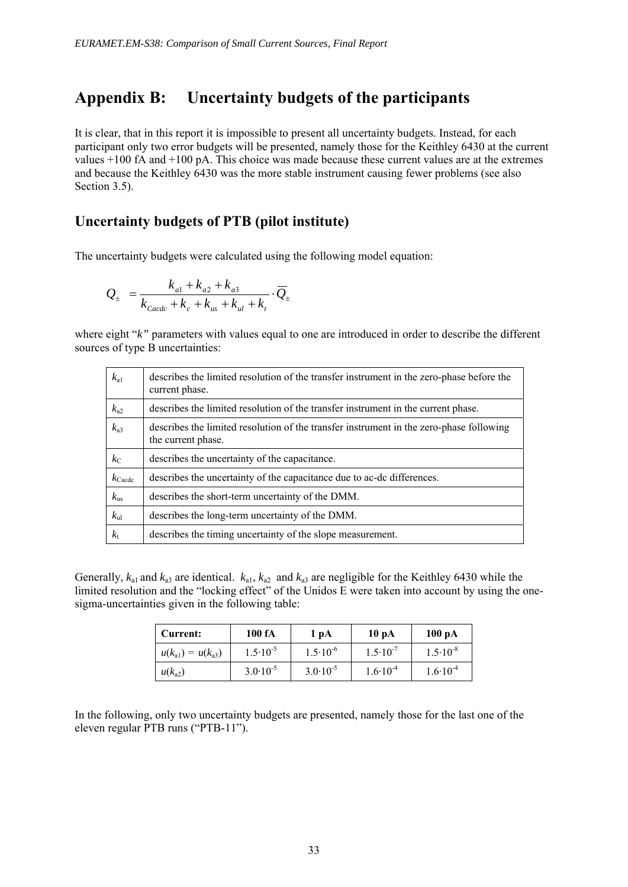# Appendix B: Uncertainty budgets of the participants

It is clear, that in this report it is impossible to present all uncertainty budgets. Instead, for each participant only two error budgets will be presented, namely those for the Keithley 6430 at the current values +100 fA and +100 pA. This choice was made because these current values are at the extremes and because the Keithley 6430 was the more stable instrument causing fewer problems (see also Section 3.5).

## Uncertainty budgets of PTB (pilot institute)

The uncertainty budgets were calculated using the following model equation:

$$Q_{\pm} = \frac{k_{a1} + k_{a2} + k_{a3}}{k_{Cacdc} + k_c + k_{us} + k_{ul} + k_t} \cdot \overline{Q_{\pm}}$$

where eight "*k"* parameters with values equal to one are introduced in order to describe the different sources of type B uncertainties:

| | |
|---|---|
| $k_{a1}$ | describes the limited resolution of the transfer instrument in the zero-phase before the current phase. |
| $k_{a2}$ | describes the limited resolution of the transfer instrument in the current phase. |
| $k_{a3}$ | describes the limited resolution of the transfer instrument in the zero-phase following the current phase. |
| $k_C$ | describes the uncertainty of the capacitance. |
| $k_{Cacdc}$ | describes the uncertainty of the capacitance due to ac-dc differences. |
| $k_{us}$ | describes the short-term uncertainty of the DMM. |
| $k_{ul}$ | describes the long-term uncertainty of the DMM. |
| $k_t$ | describes the timing uncertainty of the slope measurement. |

Generally, $k_{a1}$ and $k_{a3}$ are identical. $k_{a1}$, $k_{a2}$ and $k_{a3}$ are negligible for the Keithley 6430 while the limited resolution and the "locking effect" of the Unidos E were taken into account by using the one-sigma-uncertainties given in the following table:

| Current: | 100 fA | 1 pA | 10 pA | 100 pA |
|---|---|---|---|---|
| $u(k_{a1}) = u(k_{a3})$ | $1.5{\cdot}10^{-5}$ | $1.5{\cdot}10^{-6}$ | $1.5{\cdot}10^{-7}$ | $1.5{\cdot}10^{-8}$ |
| $u(k_{a2})$ | $3.0{\cdot}10^{-5}$ | $3.0{\cdot}10^{-5}$ | $1.6{\cdot}10^{-4}$ | $1.6{\cdot}10^{-4}$ |

In the following, only two uncertainty budgets are presented, namely those for the last one of the eleven regular PTB runs ("PTB-11").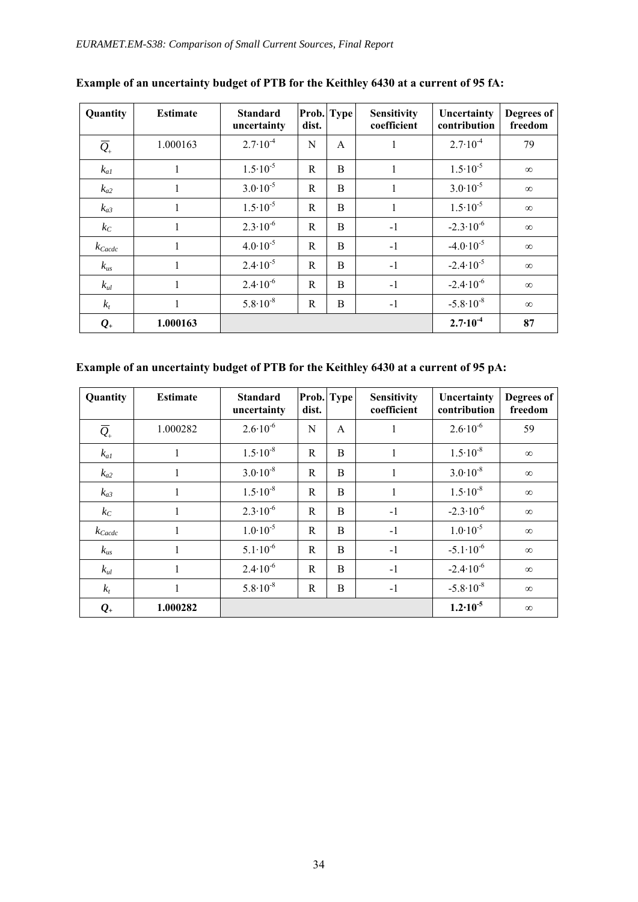**Example of an uncertainty budget of PTB for the Keithley 6430 at a current of 95 fA:**

| Quantity | Estimate | Standard uncertainty | Prob. dist. | Type | Sensitivity coefficient | Uncertainty contribution | Degrees of freedom |
|---|---|---|---|---|---|---|---|
| $\overline{Q}_+$ | 1.000163 | $2.7 \cdot 10^{-4}$ | N | A | 1 | $2.7 \cdot 10^{-4}$ | 79 |
| $k_{a1}$ | 1 | $1.5 \cdot 10^{-5}$ | R | B | 1 | $1.5 \cdot 10^{-5}$ | ∞ |
| $k_{a2}$ | 1 | $3.0 \cdot 10^{-5}$ | R | B | 1 | $3.0 \cdot 10^{-5}$ | ∞ |
| $k_{a3}$ | 1 | $1.5 \cdot 10^{-5}$ | R | B | 1 | $1.5 \cdot 10^{-5}$ | ∞ |
| $k_C$ | 1 | $2.3 \cdot 10^{-6}$ | R | B | -1 | $-2.3 \cdot 10^{-6}$ | ∞ |
| $k_{Cacdc}$ | 1 | $4.0 \cdot 10^{-5}$ | R | B | -1 | $-4.0 \cdot 10^{-5}$ | ∞ |
| $k_{us}$ | 1 | $2.4 \cdot 10^{-5}$ | R | B | -1 | $-2.4 \cdot 10^{-5}$ | ∞ |
| $k_{ul}$ | 1 | $2.4 \cdot 10^{-6}$ | R | B | -1 | $-2.4 \cdot 10^{-6}$ | ∞ |
| $k_t$ | 1 | $5.8 \cdot 10^{-8}$ | R | B | -1 | $-5.8 \cdot 10^{-8}$ | ∞ |
| $\boldsymbol{Q_+}$ | **1.000163** | | | | | $\mathbf{2.7 \cdot 10^{-4}}$ | **87** |

**Example of an uncertainty budget of PTB for the Keithley 6430 at a current of 95 pA:**

| Quantity | Estimate | Standard uncertainty | Prob. dist. | Type | Sensitivity coefficient | Uncertainty contribution | Degrees of freedom |
|---|---|---|---|---|---|---|---|
| $\overline{Q}_+$ | 1.000282 | $2.6 \cdot 10^{-6}$ | N | A | 1 | $2.6 \cdot 10^{-6}$ | 59 |
| $k_{a1}$ | 1 | $1.5 \cdot 10^{-8}$ | R | B | 1 | $1.5 \cdot 10^{-8}$ | ∞ |
| $k_{a2}$ | 1 | $3.0 \cdot 10^{-8}$ | R | B | 1 | $3.0 \cdot 10^{-8}$ | ∞ |
| $k_{a3}$ | 1 | $1.5 \cdot 10^{-8}$ | R | B | 1 | $1.5 \cdot 10^{-8}$ | ∞ |
| $k_C$ | 1 | $2.3 \cdot 10^{-6}$ | R | B | -1 | $-2.3 \cdot 10^{-6}$ | ∞ |
| $k_{Cacdc}$ | 1 | $1.0 \cdot 10^{-5}$ | R | B | -1 | $1.0 \cdot 10^{-5}$ | ∞ |
| $k_{us}$ | 1 | $5.1 \cdot 10^{-6}$ | R | B | -1 | $-5.1 \cdot 10^{-6}$ | ∞ |
| $k_{ul}$ | 1 | $2.4 \cdot 10^{-6}$ | R | B | -1 | $-2.4 \cdot 10^{-6}$ | ∞ |
| $k_t$ | 1 | $5.8 \cdot 10^{-8}$ | R | B | -1 | $-5.8 \cdot 10^{-8}$ | ∞ |
| $\boldsymbol{Q_+}$ | **1.000282** | | | | | $\mathbf{1.2 \cdot 10^{-5}}$ | ∞ |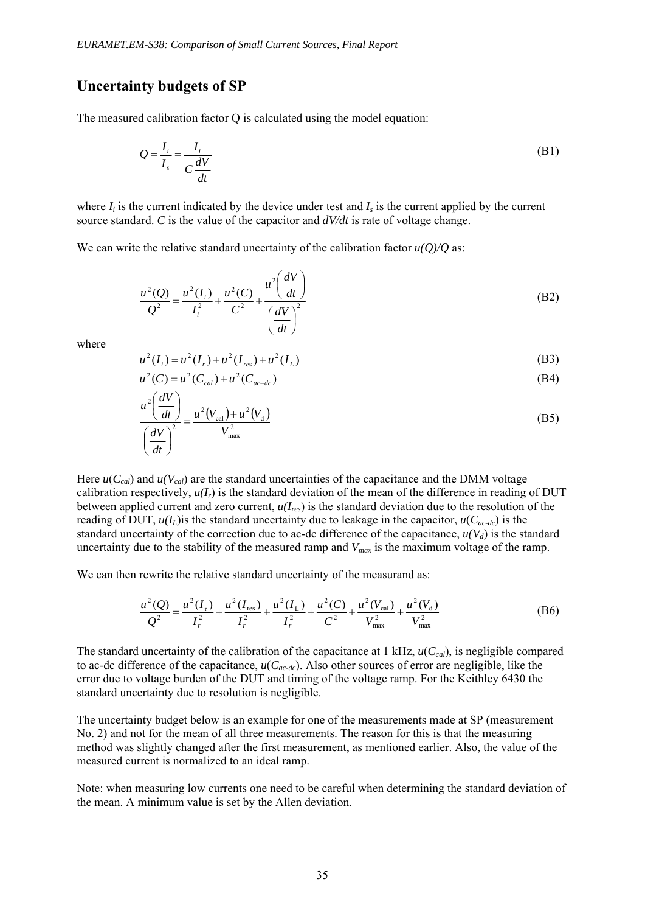## Uncertainty budgets of SP

The measured calibration factor Q is calculated using the model equation:

$$Q = \frac{I_i}{I_s} = \frac{I_i}{C\dfrac{dV}{dt}} \tag{B1}$$

where $I_i$ is the current indicated by the device under test and $I_s$ is the current applied by the current source standard. $C$ is the value of the capacitor and $dV/dt$ is rate of voltage change.

We can write the relative standard uncertainty of the calibration factor $u(Q)/Q$ as:

$$\frac{u^2(Q)}{Q^2} = \frac{u^2(I_i)}{I_i^2} + \frac{u^2(C)}{C^2} + \frac{u^2\left(\dfrac{dV}{dt}\right)}{\left(\dfrac{dV}{dt}\right)^2} \tag{B2}$$

where

$$u^2(I_i) = u^2(I_r) + u^2(I_{res}) + u^2(I_L) \tag{B3}$$

$$u^2(C) = u^2(C_{cal}) + u^2(C_{ac-dc}) \tag{B4}$$

$$\frac{u^2\left(\dfrac{dV}{dt}\right)}{\left(\dfrac{dV}{dt}\right)^2} = \frac{u^2(V_{\mathrm{cal}}) + u^2(V_{\mathrm{d}})}{V_{\max}^2} \tag{B5}$$

Here $u(C_{cal})$ and $u(V_{cal})$ are the standard uncertainties of the capacitance and the DMM voltage calibration respectively, $u(I_r)$ is the standard deviation of the mean of the difference in reading of DUT between applied current and zero current, $u(I_{res})$ is the standard deviation due to the resolution of the reading of DUT, $u(I_L)$is the standard uncertainty due to leakage in the capacitor, $u(C_{ac-dc})$ is the standard uncertainty of the correction due to ac-dc difference of the capacitance, $u(V_d)$ is the standard uncertainty due to the stability of the measured ramp and $V_{max}$ is the maximum voltage of the ramp.

We can then rewrite the relative standard uncertainty of the measurand as:

$$\frac{u^2(Q)}{Q^2} = \frac{u^2(I_{\mathrm{r}})}{I_r^2} + \frac{u^2(I_{\mathrm{res}})}{I_r^2} + \frac{u^2(I_{\mathrm{L}})}{I_r^2} + \frac{u^2(C)}{C^2} + \frac{u^2(V_{\mathrm{cal}})}{V_{\max}^2} + \frac{u^2(V_{\mathrm{d}})}{V_{\max}^2} \tag{B6}$$

The standard uncertainty of the calibration of the capacitance at 1 kHz, $u(C_{cal})$, is negligible compared to ac-dc difference of the capacitance, $u(C_{ac-dc})$. Also other sources of error are negligible, like the error due to voltage burden of the DUT and timing of the voltage ramp. For the Keithley 6430 the standard uncertainty due to resolution is negligible.

The uncertainty budget below is an example for one of the measurements made at SP (measurement No. 2) and not for the mean of all three measurements. The reason for this is that the measuring method was slightly changed after the first measurement, as mentioned earlier. Also, the value of the measured current is normalized to an ideal ramp.

Note: when measuring low currents one need to be careful when determining the standard deviation of the mean. A minimum value is set by the Allen deviation.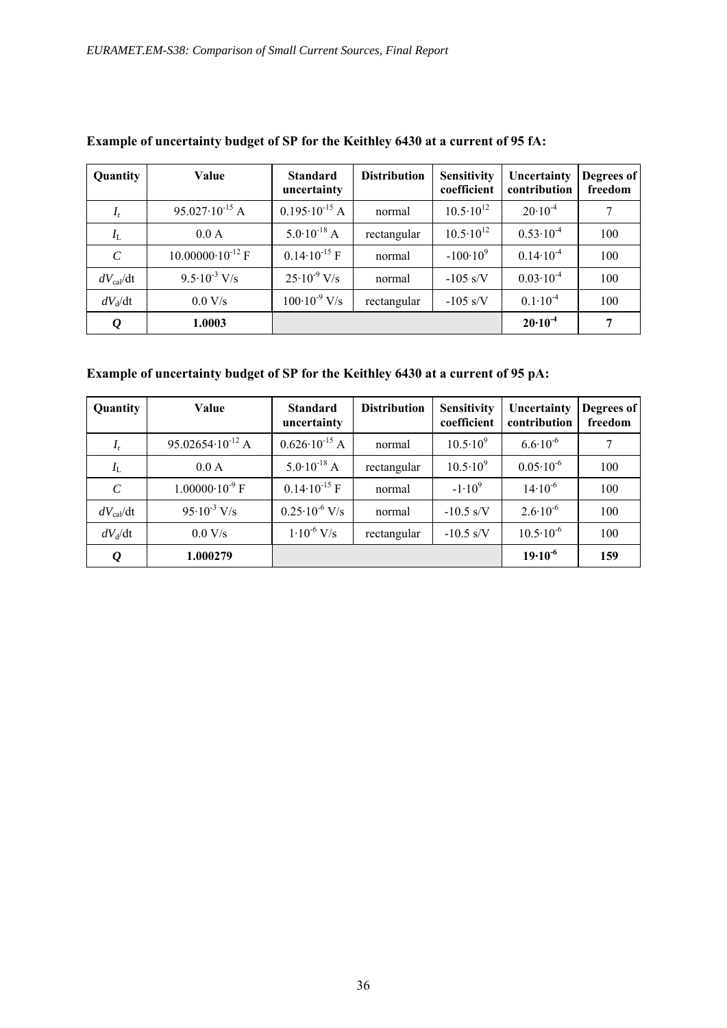**Example of uncertainty budget of SP for the Keithley 6430 at a current of 95 fA:**

| Quantity | Value | Standard uncertainty | Distribution | Sensitivity coefficient | Uncertainty contribution | Degrees of freedom |
|---|---|---|---|---|---|---|
| $I_r$ | $95.027 \cdot 10^{-15}$ A | $0.195 \cdot 10^{-15}$ A | normal | $10.5 \cdot 10^{12}$ | $20 \cdot 10^{-4}$ | 7 |
| $I_L$ | 0.0 A | $5.0 \cdot 10^{-18}$ A | rectangular | $10.5 \cdot 10^{12}$ | $0.53 \cdot 10^{-4}$ | 100 |
| $C$ | $10.00000 \cdot 10^{-12}$ F | $0.14 \cdot 10^{-15}$ F | normal | $-100 \cdot 10^{9}$ | $0.14 \cdot 10^{-4}$ | 100 |
| $dV_{cal}/dt$ | $9.5 \cdot 10^{-3}$ V/s | $25 \cdot 10^{-9}$ V/s | normal | -105 s/V | $0.03 \cdot 10^{-4}$ | 100 |
| $dV_d/dt$ | 0.0 V/s | $100 \cdot 10^{-9}$ V/s | rectangular | -105 s/V | $0.1 \cdot 10^{-4}$ | 100 |
| **$Q$** | **1.0003** | | | | **$20 \cdot 10^{-4}$** | **7** |

**Example of uncertainty budget of SP for the Keithley 6430 at a current of 95 pA:**

| Quantity | Value | Standard uncertainty | Distribution | Sensitivity coefficient | Uncertainty contribution | Degrees of freedom |
|---|---|---|---|---|---|---|
| $I_r$ | $95.02654 \cdot 10^{-12}$ A | $0.626 \cdot 10^{-15}$ A | normal | $10.5 \cdot 10^{9}$ | $6.6 \cdot 10^{-6}$ | 7 |
| $I_L$ | 0.0 A | $5.0 \cdot 10^{-18}$ A | rectangular | $10.5 \cdot 10^{9}$ | $0.05 \cdot 10^{-6}$ | 100 |
| $C$ | $1.00000 \cdot 10^{-9}$ F | $0.14 \cdot 10^{-15}$ F | normal | $-1 \cdot 10^{9}$ | $14 \cdot 10^{-6}$ | 100 |
| $dV_{cal}/dt$ | $95 \cdot 10^{-3}$ V/s | $0.25 \cdot 10^{-6}$ V/s | normal | -10.5 s/V | $2.6 \cdot 10^{-6}$ | 100 |
| $dV_d/dt$ | 0.0 V/s | $1 \cdot 10^{-6}$ V/s | rectangular | -10.5 s/V | $10.5 \cdot 10^{-6}$ | 100 |
| **$Q$** | **1.000279** | | | | **$19 \cdot 10^{-6}$** | **159** |